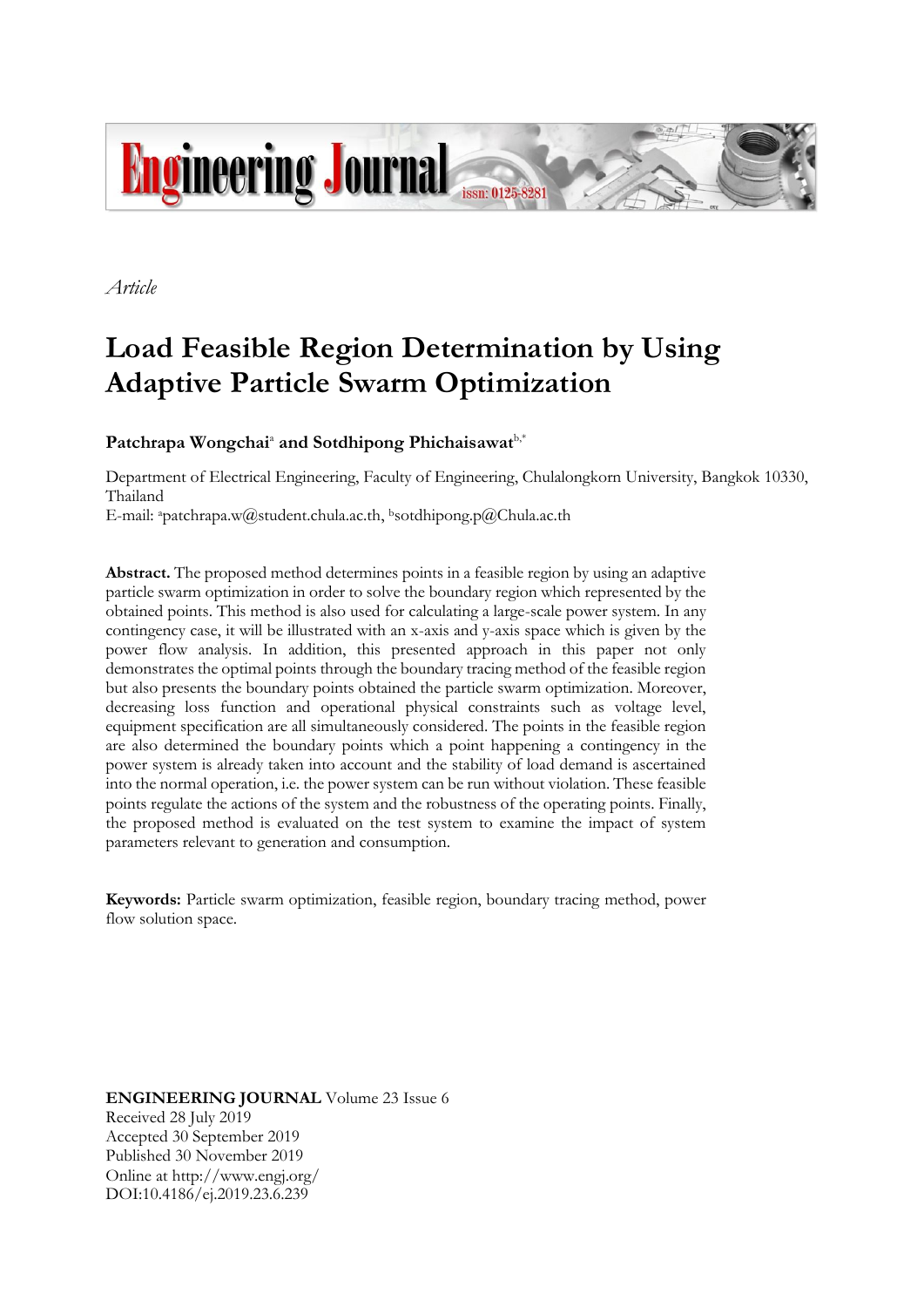*Article*

# Load Feasible Region Determination by Using Adaptive Particle Swarm Optimization

**Patchrapa Wongchai**[a] **and Sotdhipong Phichaisawat**[b,*]

Department of Electrical Engineering, Faculty of Engineering, Chulalongkorn University, Bangkok 10330, Thailand
E-mail: [a]patchrapa.w@student.chula.ac.th, [b]sotdhipong.p@Chula.ac.th

**Abstract.** The proposed method determines points in a feasible region by using an adaptive particle swarm optimization in order to solve the boundary region which represented by the obtained points. This method is also used for calculating a large-scale power system. In any contingency case, it will be illustrated with an x-axis and y-axis space which is given by the power flow analysis. In addition, this presented approach in this paper not only demonstrates the optimal points through the boundary tracing method of the feasible region but also presents the boundary points obtained the particle swarm optimization. Moreover, decreasing loss function and operational physical constraints such as voltage level, equipment specification are all simultaneously considered. The points in the feasible region are also determined the boundary points which a point happening a contingency in the power system is already taken into account and the stability of load demand is ascertained into the normal operation, i.e. the power system can be run without violation. These feasible points regulate the actions of the system and the robustness of the operating points. Finally, the proposed method is evaluated on the test system to examine the impact of system parameters relevant to generation and consumption.

**Keywords:** Particle swarm optimization, feasible region, boundary tracing method, power flow solution space.

**ENGINEERING JOURNAL** Volume 23 Issue 6
Received 28 July 2019
Accepted 30 September 2019
Published 30 November 2019
Online at http://www.engj.org/
DOI:10.4186/ej.2019.23.6.239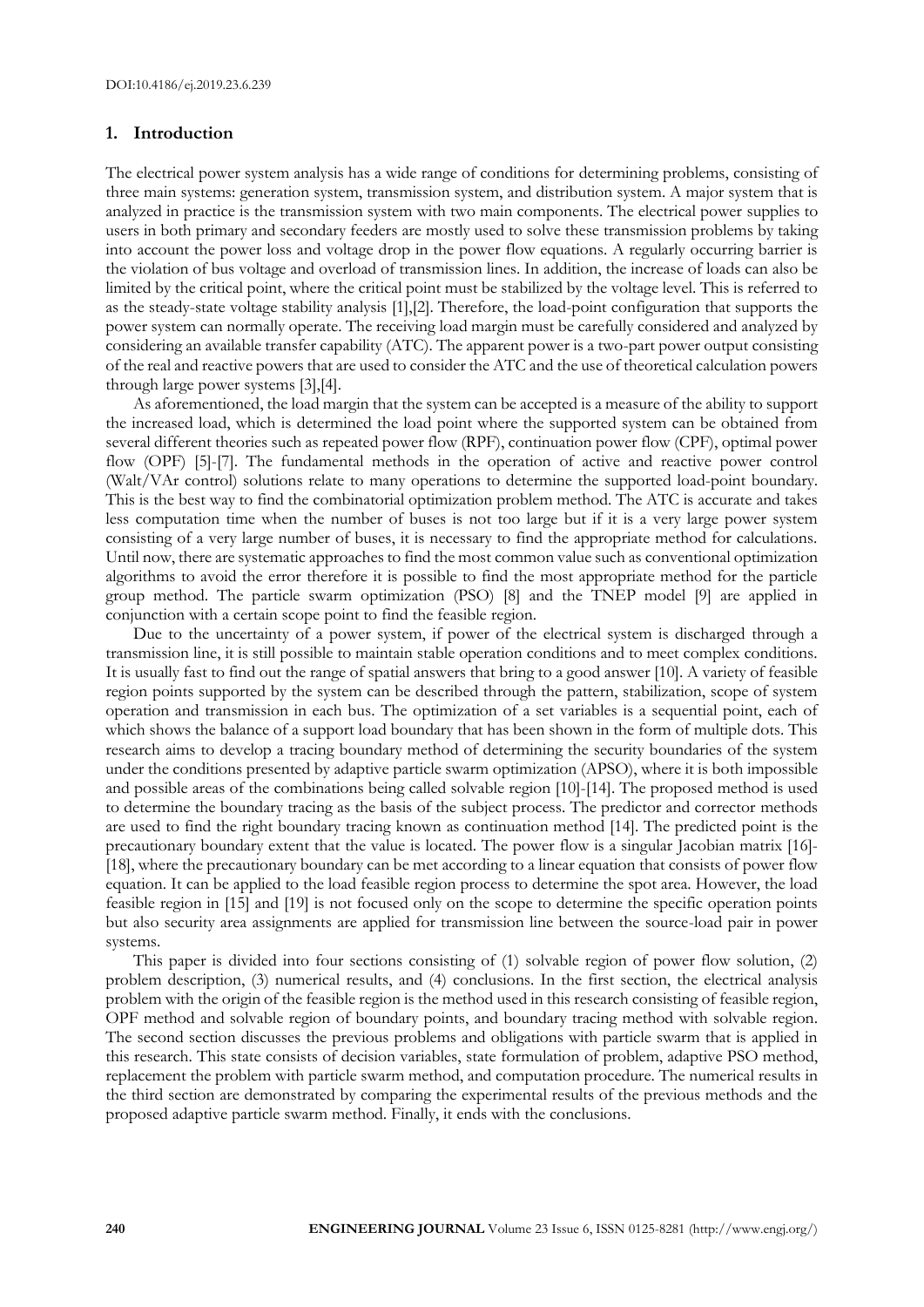## 1. Introduction

The electrical power system analysis has a wide range of conditions for determining problems, consisting of three main systems: generation system, transmission system, and distribution system. A major system that is analyzed in practice is the transmission system with two main components. The electrical power supplies to users in both primary and secondary feeders are mostly used to solve these transmission problems by taking into account the power loss and voltage drop in the power flow equations. A regularly occurring barrier is the violation of bus voltage and overload of transmission lines. In addition, the increase of loads can also be limited by the critical point, where the critical point must be stabilized by the voltage level. This is referred to as the steady-state voltage stability analysis [1],[2]. Therefore, the load-point configuration that supports the power system can normally operate. The receiving load margin must be carefully considered and analyzed by considering an available transfer capability (ATC). The apparent power is a two-part power output consisting of the real and reactive powers that are used to consider the ATC and the use of theoretical calculation powers through large power systems [3],[4].

As aforementioned, the load margin that the system can be accepted is a measure of the ability to support the increased load, which is determined the load point where the supported system can be obtained from several different theories such as repeated power flow (RPF), continuation power flow (CPF), optimal power flow (OPF) [5]-[7]. The fundamental methods in the operation of active and reactive power control (Walt/VAr control) solutions relate to many operations to determine the supported load-point boundary. This is the best way to find the combinatorial optimization problem method. The ATC is accurate and takes less computation time when the number of buses is not too large but if it is a very large power system consisting of a very large number of buses, it is necessary to find the appropriate method for calculations. Until now, there are systematic approaches to find the most common value such as conventional optimization algorithms to avoid the error therefore it is possible to find the most appropriate method for the particle group method. The particle swarm optimization (PSO) [8] and the TNEP model [9] are applied in conjunction with a certain scope point to find the feasible region.

Due to the uncertainty of a power system, if power of the electrical system is discharged through a transmission line, it is still possible to maintain stable operation conditions and to meet complex conditions. It is usually fast to find out the range of spatial answers that bring to a good answer [10]. A variety of feasible region points supported by the system can be described through the pattern, stabilization, scope of system operation and transmission in each bus. The optimization of a set variables is a sequential point, each of which shows the balance of a support load boundary that has been shown in the form of multiple dots. This research aims to develop a tracing boundary method of determining the security boundaries of the system under the conditions presented by adaptive particle swarm optimization (APSO), where it is both impossible and possible areas of the combinations being called solvable region [10]-[14]. The proposed method is used to determine the boundary tracing as the basis of the subject process. The predictor and corrector methods are used to find the right boundary tracing known as continuation method [14]. The predicted point is the precautionary boundary extent that the value is located. The power flow is a singular Jacobian matrix [16]-[18], where the precautionary boundary can be met according to a linear equation that consists of power flow equation. It can be applied to the load feasible region process to determine the spot area. However, the load feasible region in [15] and [19] is not focused only on the scope to determine the specific operation points but also security area assignments are applied for transmission line between the source-load pair in power systems.

This paper is divided into four sections consisting of (1) solvable region of power flow solution, (2) problem description, (3) numerical results, and (4) conclusions. In the first section, the electrical analysis problem with the origin of the feasible region is the method used in this research consisting of feasible region, OPF method and solvable region of boundary points, and boundary tracing method with solvable region. The second section discusses the previous problems and obligations with particle swarm that is applied in this research. This state consists of decision variables, state formulation of problem, adaptive PSO method, replacement the problem with particle swarm method, and computation procedure. The numerical results in the third section are demonstrated by comparing the experimental results of the previous methods and the proposed adaptive particle swarm method. Finally, it ends with the conclusions.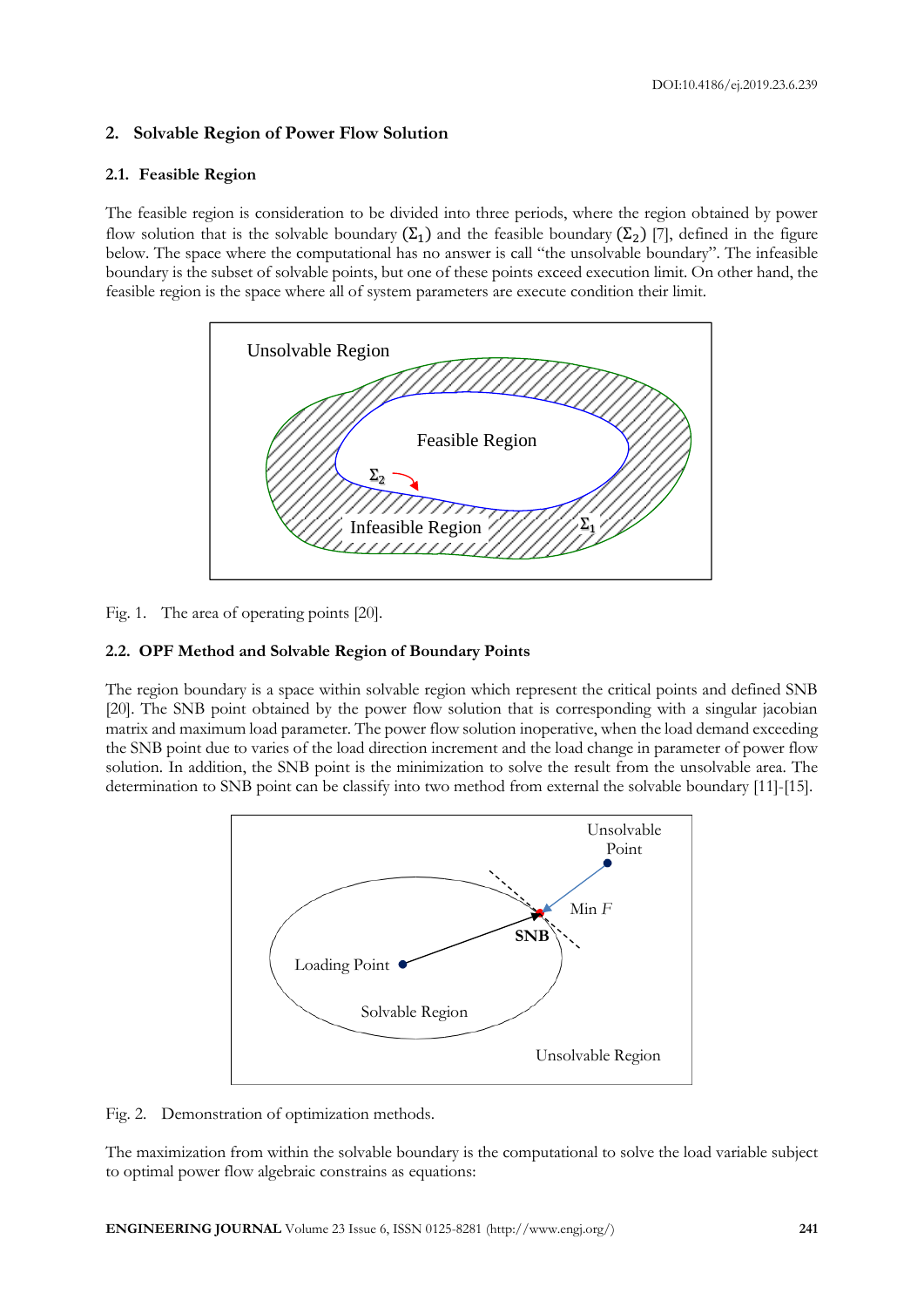## 2. Solvable Region of Power Flow Solution

### 2.1. Feasible Region

The feasible region is consideration to be divided into three periods, where the region obtained by power flow solution that is the solvable boundary $(\Sigma_1)$ and the feasible boundary $(\Sigma_2)$ [7], defined in the figure below. The space where the computational has no answer is call "the unsolvable boundary". The infeasible boundary is the subset of solvable points, but one of these points exceed execution limit. On other hand, the feasible region is the space where all of system parameters are execute condition their limit.

Fig. 1. The area of operating points [20].

### 2.2. OPF Method and Solvable Region of Boundary Points

The region boundary is a space within solvable region which represent the critical points and defined SNB [20]. The SNB point obtained by the power flow solution that is corresponding with a singular jacobian matrix and maximum load parameter. The power flow solution inoperative, when the load demand exceeding the SNB point due to varies of the load direction increment and the load change in parameter of power flow solution. In addition, the SNB point is the minimization to solve the result from the unsolvable area. The determination to SNB point can be classify into two method from external the solvable boundary [11]-[15].

Fig. 2. Demonstration of optimization methods.

The maximization from within the solvable boundary is the computational to solve the load variable subject to optimal power flow algebraic constrains as equations: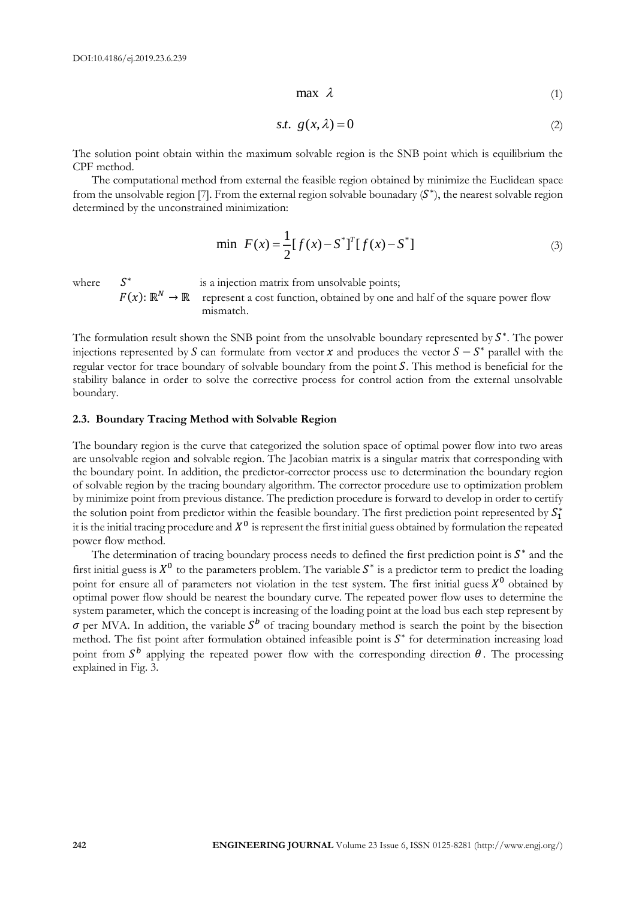$$\max \ \lambda \tag{1}$$

$$s.t. \ g(x, \lambda) = 0 \tag{2}$$

The solution point obtain within the maximum solvable region is the SNB point which is equilibrium the CPF method.

The computational method from external the feasible region obtained by minimize the Euclidean space from the unsolvable region [7]. From the external region solvable bounadary ($S^*$), the nearest solvable region determined by the unconstrained minimization:

$$\min \ F(x) = \frac{1}{2}[f(x) - S^*]^T[f(x) - S^*] \tag{3}$$

where $S^*$ is a injection matrix from unsolvable points;
$F(x): \mathbb{R}^N \rightarrow \mathbb{R}$ represent a cost function, obtained by one and half of the square power flow mismatch.

The formulation result shown the SNB point from the unsolvable boundary represented by $S^*$. The power injections represented by $S$ can formulate from vector $x$ and produces the vector $S - S^*$ parallel with the regular vector for trace boundary of solvable boundary from the point $S$. This method is beneficial for the stability balance in order to solve the corrective process for control action from the external unsolvable boundary.

### 2.3. Boundary Tracing Method with Solvable Region

The boundary region is the curve that categorized the solution space of optimal power flow into two areas are unsolvable region and solvable region. The Jacobian matrix is a singular matrix that corresponding with the boundary point. In addition, the predictor-corrector process use to determination the boundary region of solvable region by the tracing boundary algorithm. The corrector procedure use to optimization problem by minimize point from previous distance. The prediction procedure is forward to develop in order to certify the solution point from predictor within the feasible boundary. The first prediction point represented by $S_1^*$ it is the initial tracing procedure and $X^0$ is represent the first initial guess obtained by formulation the repeated power flow method.

The determination of tracing boundary process needs to defined the first prediction point is $S^*$ and the first initial guess is $X^0$ to the parameters problem. The variable $S^*$ is a predictor term to predict the loading point for ensure all of parameters not violation in the test system. The first initial guess $X^0$ obtained by optimal power flow should be nearest the boundary curve. The repeated power flow uses to determine the system parameter, which the concept is increasing of the loading point at the load bus each step represent by $\sigma$ per MVA. In addition, the variable $S^b$ of tracing boundary method is search the point by the bisection method. The fist point after formulation obtained infeasible point is $S^*$ for determination increasing load point from $S^b$ applying the repeated power flow with the corresponding direction $\theta$. The processing explained in Fig. 3.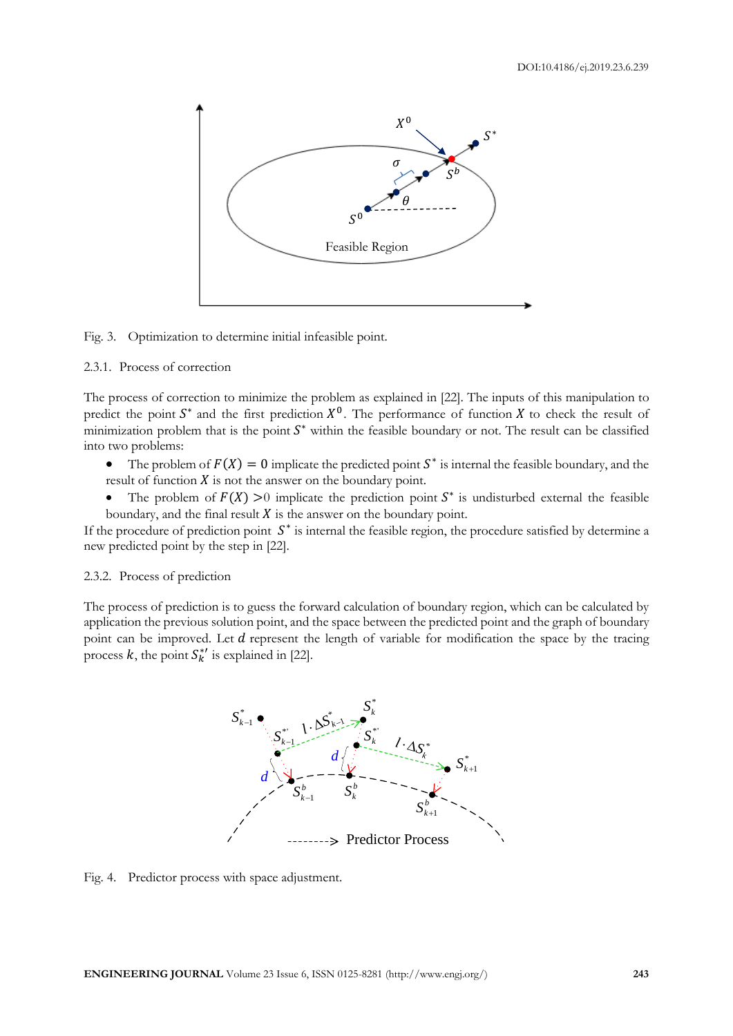Fig. 3. Optimization to determine initial infeasible point.

### 2.3.1. Process of correction

The process of correction to minimize the problem as explained in [22]. The inputs of this manipulation to predict the point $S^*$ and the first prediction $X^0$. The performance of function $X$ to check the result of minimization problem that is the point $S^*$ within the feasible boundary or not. The result can be classified into two problems:

- The problem of $F(X) = 0$ implicate the predicted point $S^*$ is internal the feasible boundary, and the result of function $X$ is not the answer on the boundary point.
- The problem of $F(X) > 0$ implicate the prediction point $S^*$ is undisturbed external the feasible boundary, and the final result $X$ is the answer on the boundary point.

If the procedure of prediction point $S^*$ is internal the feasible region, the procedure satisfied by determine a new predicted point by the step in [22].

### 2.3.2. Process of prediction

The process of prediction is to guess the forward calculation of boundary region, which can be calculated by application the previous solution point, and the space between the predicted point and the graph of boundary point can be improved. Let $d$ represent the length of variable for modification the space by the tracing process $k$, the point $S_k^{*\prime}$ is explained in [22].

Fig. 4. Predictor process with space adjustment.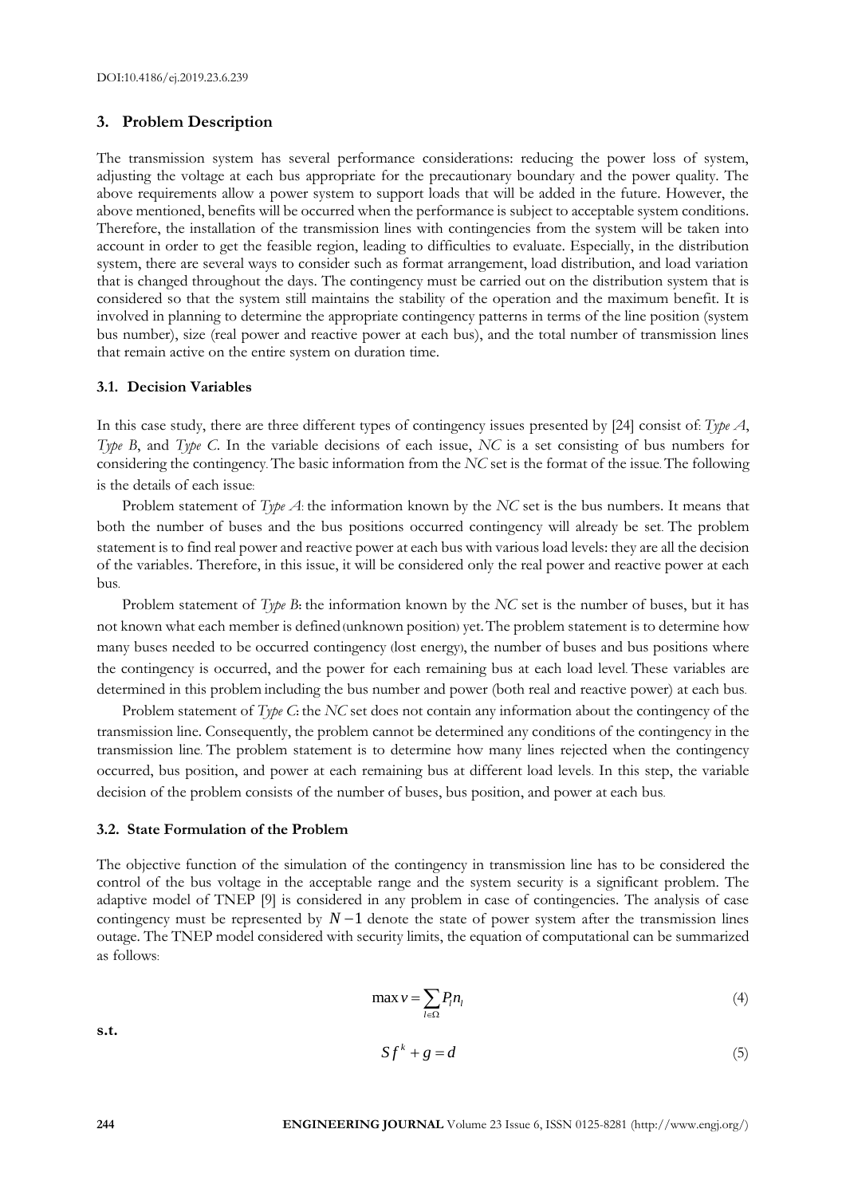## 3. Problem Description

The transmission system has several performance considerations: reducing the power loss of system, adjusting the voltage at each bus appropriate for the precautionary boundary and the power quality. The above requirements allow a power system to support loads that will be added in the future. However, the above mentioned, benefits will be occurred when the performance is subject to acceptable system conditions. Therefore, the installation of the transmission lines with contingencies from the system will be taken into account in order to get the feasible region, leading to difficulties to evaluate. Especially, in the distribution system, there are several ways to consider such as format arrangement, load distribution, and load variation that is changed throughout the days. The contingency must be carried out on the distribution system that is considered so that the system still maintains the stability of the operation and the maximum benefit. It is involved in planning to determine the appropriate contingency patterns in terms of the line position (system bus number), size (real power and reactive power at each bus), and the total number of transmission lines that remain active on the entire system on duration time.

### 3.1. Decision Variables

In this case study, there are three different types of contingency issues presented by [24] consist of: *Type A*, *Type B*, and *Type C*. In the variable decisions of each issue, *NC* is a set consisting of bus numbers for considering the contingency. The basic information from the *NC* set is the format of the issue. The following is the details of each issue:

Problem statement of *Type A*: the information known by the *NC* set is the bus numbers. It means that both the number of buses and the bus positions occurred contingency will already be set. The problem statement is to find real power and reactive power at each bus with various load levels: they are all the decision of the variables. Therefore, in this issue, it will be considered only the real power and reactive power at each bus.

Problem statement of *Type B*: the information known by the *NC* set is the number of buses, but it has not known what each member is defined (unknown position) yet. The problem statement is to determine how many buses needed to be occurred contingency (lost energy), the number of buses and bus positions where the contingency is occurred, and the power for each remaining bus at each load level. These variables are determined in this problem including the bus number and power (both real and reactive power) at each bus.

Problem statement of *Type C*: the *NC* set does not contain any information about the contingency of the transmission line. Consequently, the problem cannot be determined any conditions of the contingency in the transmission line. The problem statement is to determine how many lines rejected when the contingency occurred, bus position, and power at each remaining bus at different load levels. In this step, the variable decision of the problem consists of the number of buses, bus position, and power at each bus.

### 3.2. State Formulation of the Problem

The objective function of the simulation of the contingency in transmission line has to be considered the control of the bus voltage in the acceptable range and the system security is a significant problem. The adaptive model of TNEP [9] is considered in any problem in case of contingencies. The analysis of case contingency must be represented by $N-1$ denote the state of power system after the transmission lines outage. The TNEP model considered with security limits, the equation of computational can be summarized as follows:

$$\max v = \sum_{l \in \Omega} P_l n_l \tag{4}$$

**s.t.**

$$Sf^k + g = d \tag{5}$$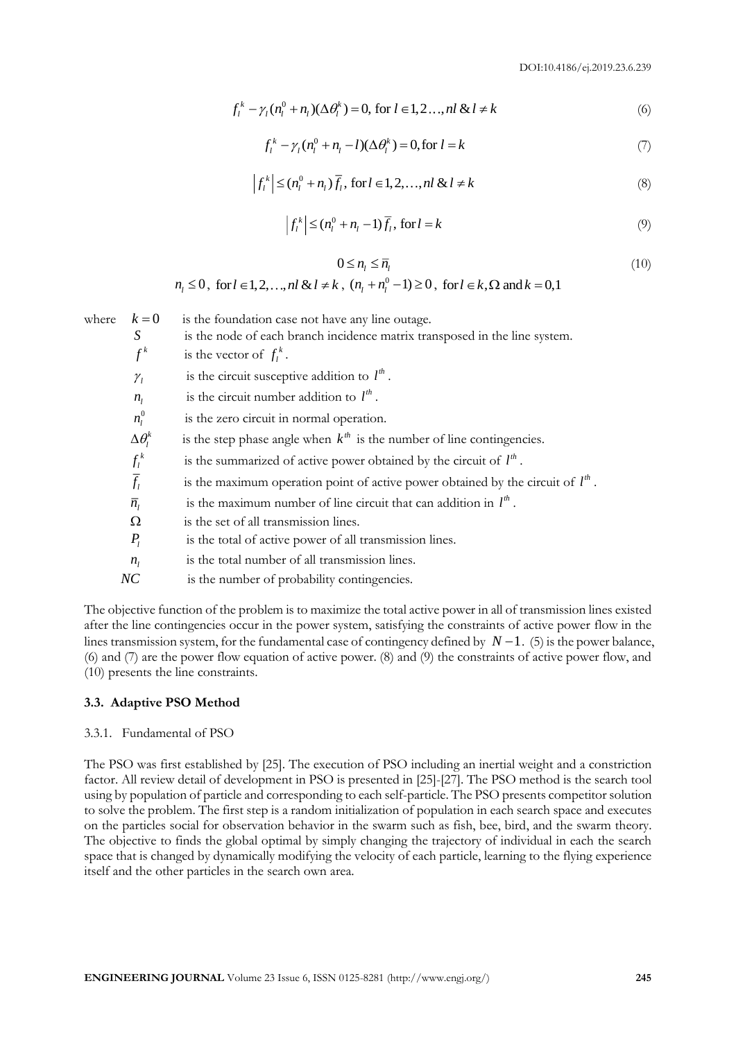$$f_l^k - \gamma_l(n_l^0 + n_l)(\Delta\theta_l^k) = 0, \text{ for } l \in 1, 2\ldots, nl \;\&\; l \neq k \tag{6}$$

$$f_l^k - \gamma_l(n_l^0 + n_l - l)(\Delta\theta_l^k) = 0, \text{for } l = k \tag{7}$$

$$\left| f_l^k \right| \leq (n_l^0 + n_l)\,\overline{f}_l, \text{ for } l \in 1, 2, \ldots, nl \;\&\; l \neq k \tag{8}$$

$$\left| f_l^k \right| \leq (n_l^0 + n_l - 1)\,\overline{f}_l, \text{ for } l = k \tag{9}$$

$$0 \leq n_l \leq \overline{n}_l \tag{10}$$

$$n_l \leq 0, \text{ for } l \in 1, 2, \ldots, nl \;\&\; l \neq k, \; (n_l + n_l^0 - 1) \geq 0, \text{ for } l \in k, \Omega \text{ and } k = 0, 1$$

where
- $k = 0$ is the foundation case not have any line outage.
- $S$ is the node of each branch incidence matrix transposed in the line system.
- $f^k$ is the vector of $f_l^k$.
- $\gamma_l$ is the circuit susceptive addition to $l^{th}$.
- $n_l$ is the circuit number addition to $l^{th}$.
- $n_l^0$ is the zero circuit in normal operation.
- $\Delta\theta_l^k$ is the step phase angle when $k^{th}$ is the number of line contingencies.
- $f_l^k$ is the summarized of active power obtained by the circuit of $l^{th}$.
- $\overline{f}_l$ is the maximum operation point of active power obtained by the circuit of $l^{th}$.
- $\overline{n}_l$ is the maximum number of line circuit that can addition in $l^{th}$.
- $\Omega$ is the set of all transmission lines.
- $P_l$ is the total of active power of all transmission lines.
- $n_l$ is the total number of all transmission lines.
- $NC$ is the number of probability contingencies.

The objective function of the problem is to maximize the total active power in all of transmission lines existed after the line contingencies occur in the power system, satisfying the constraints of active power flow in the lines transmission system, for the fundamental case of contingency defined by $N-1$. (5) is the power balance, (6) and (7) are the power flow equation of active power. (8) and (9) the constraints of active power flow, and (10) presents the line constraints.

### 3.3. Adaptive PSO Method

#### 3.3.1. Fundamental of PSO

The PSO was first established by [25]. The execution of PSO including an inertial weight and a constriction factor. All review detail of development in PSO is presented in [25]-[27]. The PSO method is the search tool using by population of particle and corresponding to each self-particle. The PSO presents competitor solution to solve the problem. The first step is a random initialization of population in each search space and executes on the particles social for observation behavior in the swarm such as fish, bee, bird, and the swarm theory. The objective to finds the global optimal by simply changing the trajectory of individual in each the search space that is changed by dynamically modifying the velocity of each particle, learning to the flying experience itself and the other particles in the search own area.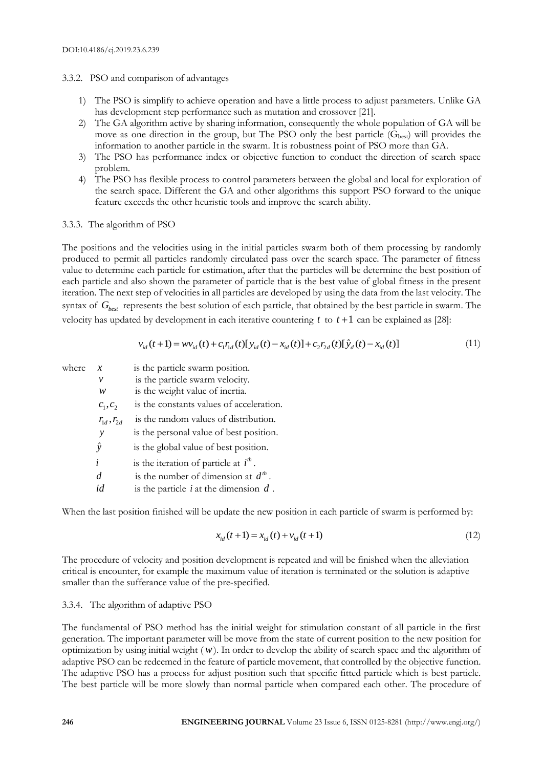### 3.3.2. PSO and comparison of advantages

1) The PSO is simplify to achieve operation and have a little process to adjust parameters. Unlike GA has development step performance such as mutation and crossover [21].
2) The GA algorithm active by sharing information, consequently the whole population of GA will be move as one direction in the group, but The PSO only the best particle ($G_{best}$) will provides the information to another particle in the swarm. It is robustness point of PSO more than GA.
3) The PSO has performance index or objective function to conduct the direction of search space problem.
4) The PSO has flexible process to control parameters between the global and local for exploration of the search space. Different the GA and other algorithms this support PSO forward to the unique feature exceeds the other heuristic tools and improve the search ability.

### 3.3.3. The algorithm of PSO

The positions and the velocities using in the initial particles swarm both of them processing by randomly produced to permit all particles randomly circulated pass over the search space. The parameter of fitness value to determine each particle for estimation, after that the particles will be determine the best position of each particle and also shown the parameter of particle that is the best value of global fitness in the present iteration. The next step of velocities in all particles are developed by using the data from the last velocity. The syntax of $G_{best}$ represents the best solution of each particle, that obtained by the best particle in swarm. The velocity has updated by development in each iterative countering $t$ to $t+1$ can be explained as [28]:

$$v_{id}(t+1) = wv_{id}(t) + c_1 r_{1d}(t)[y_{id}(t) - x_{id}(t)] + c_2 r_{2d}(t)[\hat{y}_d(t) - x_{id}(t)] \tag{11}$$

where
- $x$ is the particle swarm position.
- $v$ is the particle swarm velocity.
- $w$ is the weight value of inertia.
- $c_1, c_2$ is the constants values of acceleration.
- $r_{1d}, r_{2d}$ is the random values of distribution.
- $y$ is the personal value of best position.
- $\hat{y}$ is the global value of best position.
- $i$ is the iteration of particle at $i^{th}$.
- $d$ is the number of dimension at $d^{th}$.
- $id$ is the particle $i$ at the dimension $d$.

When the last position finished will be update the new position in each particle of swarm is performed by:

$$x_{id}(t+1) = x_{id}(t) + v_{id}(t+1) \tag{12}$$

The procedure of velocity and position development is repeated and will be finished when the alleviation critical is encounter, for example the maximum value of iteration is terminated or the solution is adaptive smaller than the sufferance value of the pre-specified.

### 3.3.4. The algorithm of adaptive PSO

The fundamental of PSO method has the initial weight for stimulation constant of all particle in the first generation. The important parameter will be move from the state of current position to the new position for optimization by using initial weight ($w$). In order to develop the ability of search space and the algorithm of adaptive PSO can be redeemed in the feature of particle movement, that controlled by the objective function. The adaptive PSO has a process for adjust position such that specific fitted particle which is best particle. The best particle will be more slowly than normal particle when compared each other. The procedure of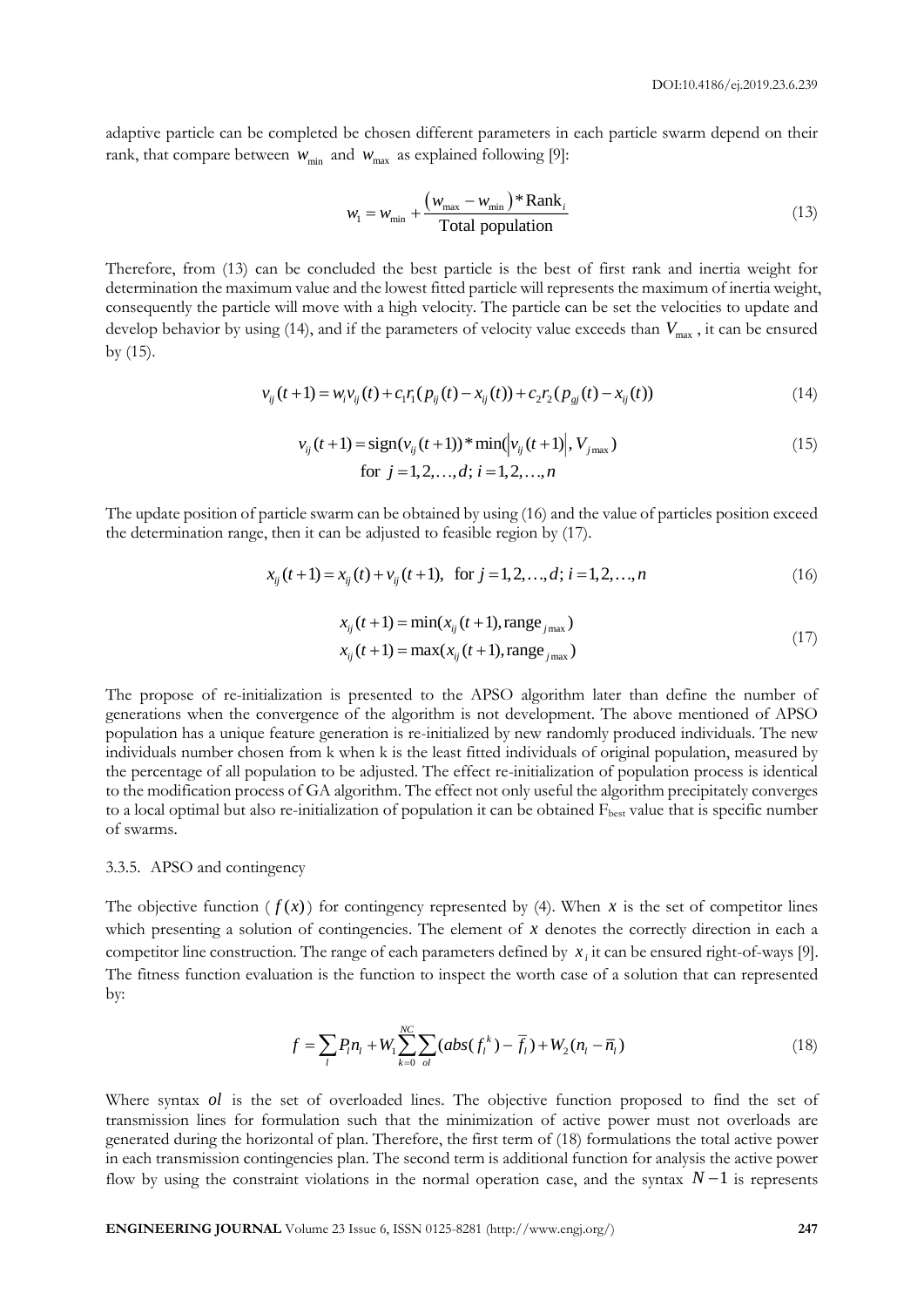adaptive particle can be completed be chosen different parameters in each particle swarm depend on their rank, that compare between $w_{\min}$ and $w_{\max}$ as explained following [9]:

$$w_1 = w_{\min} + \frac{(w_{\max} - w_{\min}) * \text{Rank}_i}{\text{Total population}} \tag{13}$$

Therefore, from (13) can be concluded the best particle is the best of first rank and inertia weight for determination the maximum value and the lowest fitted particle will represents the maximum of inertia weight, consequently the particle will move with a high velocity. The particle can be set the velocities to update and develop behavior by using (14), and if the parameters of velocity value exceeds than $V_{\max}$, it can be ensured by (15).

$$v_{ij}(t+1) = w_i v_{ij}(t) + c_1 r_1 (p_{ij}(t) - x_{ij}(t)) + c_2 r_2 (p_{gj}(t) - x_{ij}(t)) \tag{14}$$

$$\begin{gathered} v_{ij}(t+1) = \text{sign}(v_{ij}(t+1)) * \min(|v_{ij}(t+1)|, V_{j\max}) \\ \text{for } j = 1, 2, \ldots, d;\ i = 1, 2, \ldots, n \end{gathered} \tag{15}$$

The update position of particle swarm can be obtained by using (16) and the value of particles position exceed the determination range, then it can be adjusted to feasible region by (17).

$$x_{ij}(t+1) = x_{ij}(t) + v_{ij}(t+1), \quad \text{for } j = 1, 2, \ldots, d;\ i = 1, 2, \ldots, n \tag{16}$$

$$\begin{aligned} x_{ij}(t+1) &= \min(x_{ij}(t+1), \text{range}_{j\max}) \\ x_{ij}(t+1) &= \max(x_{ij}(t+1), \text{range}_{j\max}) \end{aligned} \tag{17}$$

The propose of re-initialization is presented to the APSO algorithm later than define the number of generations when the convergence of the algorithm is not development. The above mentioned of APSO population has a unique feature generation is re-initialized by new randomly produced individuals. The new individuals number chosen from k when k is the least fitted individuals of original population, measured by the percentage of all population to be adjusted. The effect re-initialization of population process is identical to the modification process of GA algorithm. The effect not only useful the algorithm precipitately converges to a local optimal but also re-initialization of population it can be obtained $F_{\text{best}}$ value that is specific number of swarms.

### 3.3.5. APSO and contingency

The objective function ($f(x)$) for contingency represented by (4). When $x$ is the set of competitor lines which presenting a solution of contingencies. The element of $x$ denotes the correctly direction in each a competitor line construction. The range of each parameters defined by $x_l$ it can be ensured right-of-ways [9]. The fitness function evaluation is the function to inspect the worth case of a solution that can represented by:

$$f = \sum_l P_l n_l + W_1 \sum_{k=0}^{NC} \sum_{ol} (abs(f_l^k) - \bar{f}_l) + W_2 (n_l - \bar{n}_l) \tag{18}$$

Where syntax $ol$ is the set of overloaded lines. The objective function proposed to find the set of transmission lines for formulation such that the minimization of active power must not overloads are generated during the horizontal of plan. Therefore, the first term of (18) formulations the total active power in each transmission contingencies plan. The second term is additional function for analysis the active power flow by using the constraint violations in the normal operation case, and the syntax $N-1$ is represents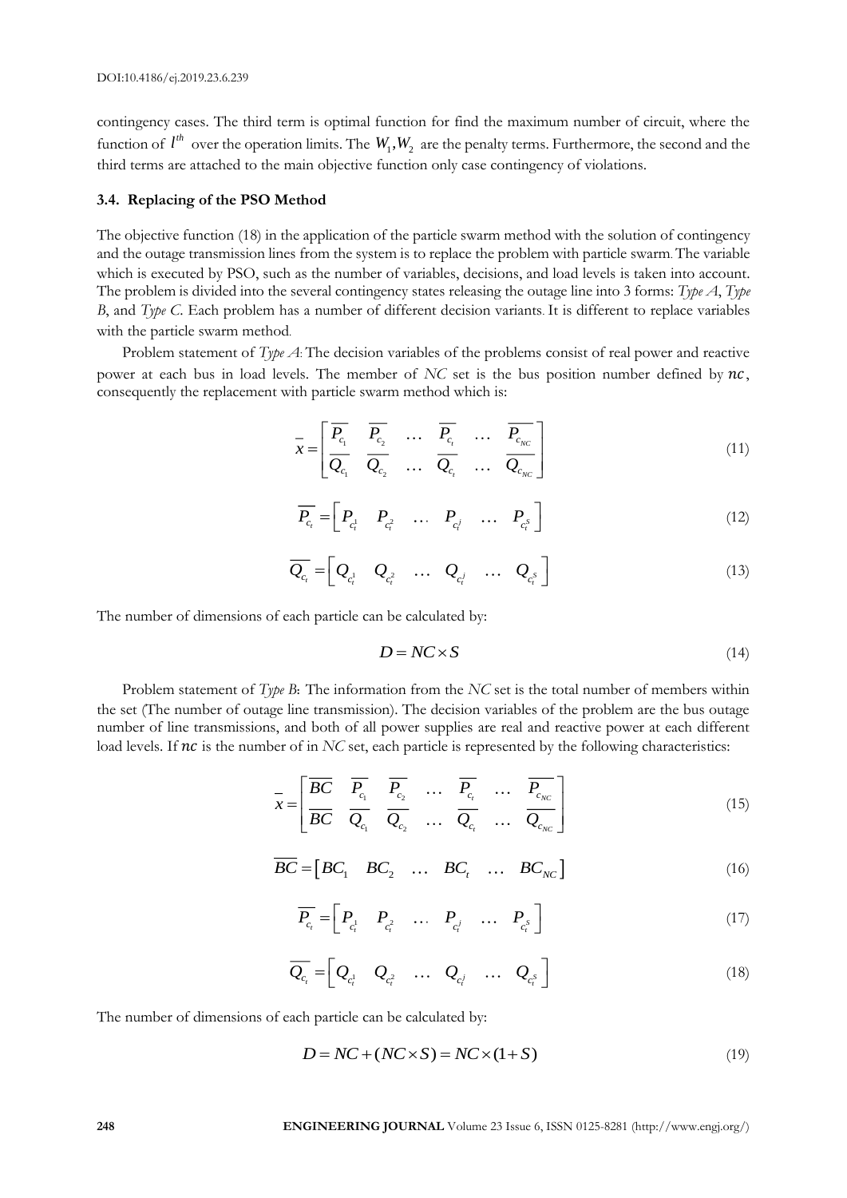contingency cases. The third term is optimal function for find the maximum number of circuit, where the function of $l^{th}$ over the operation limits. The $W_1, W_2$ are the penalty terms. Furthermore, the second and the third terms are attached to the main objective function only case contingency of violations.

### 3.4. Replacing of the PSO Method

The objective function (18) in the application of the particle swarm method with the solution of contingency and the outage transmission lines from the system is to replace the problem with particle swarm. The variable which is executed by PSO, such as the number of variables, decisions, and load levels is taken into account. The problem is divided into the several contingency states releasing the outage line into 3 forms: *Type A*, *Type B*, and *Type C*. Each problem has a number of different decision variants. It is different to replace variables with the particle swarm method.

Problem statement of *Type A*: The decision variables of the problems consist of real power and reactive power at each bus in load levels. The member of *NC* set is the bus position number defined by $nc$, consequently the replacement with particle swarm method which is:

$$\bar{x} = \begin{bmatrix} \overline{P_{c_1}} & \overline{P_{c_2}} & \ldots & \overline{P_{c_t}} & \ldots & \overline{P_{c_{NC}}} \\ \overline{Q_{c_1}} & \overline{Q_{c_2}} & \ldots & \overline{Q_{c_t}} & \ldots & \overline{Q_{c_{NC}}} \end{bmatrix} \tag{11}$$

$$\overline{P_{c_t}} = \begin{bmatrix} P_{c_t^1} & P_{c_t^2} & \ldots & P_{c_t^j} & \ldots & P_{c_t^S} \end{bmatrix} \tag{12}$$

$$\overline{Q_{c_t}} = \begin{bmatrix} Q_{c_t^1} & Q_{c_t^2} & \ldots & Q_{c_t^j} & \ldots & Q_{c_t^S} \end{bmatrix} \tag{13}$$

The number of dimensions of each particle can be calculated by:

$$D = NC \times S \tag{14}$$

Problem statement of *Type B*: The information from the *NC* set is the total number of members within the set (The number of outage line transmission). The decision variables of the problem are the bus outage number of line transmissions, and both of all power supplies are real and reactive power at each different load levels. If $nc$ is the number of in *NC* set, each particle is represented by the following characteristics:

$$\bar{x} = \begin{bmatrix} \overline{BC} & \overline{P_{c_1}} & \overline{P_{c_2}} & \ldots & \overline{P_{c_t}} & \ldots & \overline{P_{c_{NC}}} \\ \overline{BC} & \overline{Q_{c_1}} & \overline{Q_{c_2}} & \ldots & \overline{Q_{c_t}} & \ldots & \overline{Q_{c_{NC}}} \end{bmatrix} \tag{15}$$

$$\overline{BC} = \begin{bmatrix} BC_1 & BC_2 & \ldots & BC_t & \ldots & BC_{NC} \end{bmatrix} \tag{16}$$

$$\overline{P_{c_t}} = \begin{bmatrix} P_{c_t^1} & P_{c_t^2} & \ldots & P_{c_t^j} & \ldots & P_{c_t^S} \end{bmatrix} \tag{17}$$

$$\overline{Q_{c_t}} = \begin{bmatrix} Q_{c_t^1} & Q_{c_t^2} & \ldots & Q_{c_t^j} & \ldots & Q_{c_t^S} \end{bmatrix} \tag{18}$$

The number of dimensions of each particle can be calculated by:

$$D = NC + (NC \times S) = NC \times (1 + S) \tag{19}$$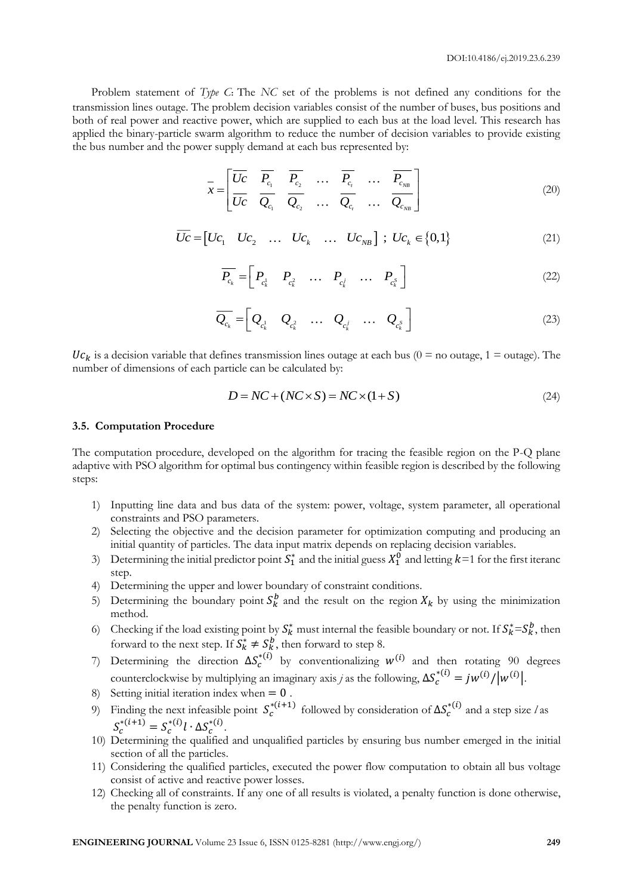Problem statement of *Type C*: The *NC* set of the problems is not defined any conditions for the transmission lines outage. The problem decision variables consist of the number of buses, bus positions and both of real power and reactive power, which are supplied to each bus at the load level. This research has applied the binary-particle swarm algorithm to reduce the number of decision variables to provide existing the bus number and the power supply demand at each bus represented by:

$$\bar{x} = \begin{bmatrix} \overline{Uc} & \overline{P_{c_1}} & \overline{P_{c_2}} & \dots & \overline{P_{c_t}} & \dots & \overline{P_{c_{NB}}} \\ \overline{Uc} & \overline{Q_{c_1}} & \overline{Q_{c_2}} & \dots & \overline{Q_{c_t}} & \dots & \overline{Q_{c_{NB}}} \end{bmatrix} \tag{20}$$

$$\overline{Uc} = \begin{bmatrix} Uc_1 & Uc_2 & \dots & Uc_k & \dots & Uc_{NB} \end{bmatrix} \; ; \; Uc_k \in \{0,1\} \tag{21}$$

$$\overline{P_{c_k}} = \begin{bmatrix} P_{c_k^1} & P_{c_k^2} & \dots & P_{c_k^j} & \dots & P_{c_k^S} \end{bmatrix} \tag{22}$$

$$\overline{Q_{c_k}} = \begin{bmatrix} Q_{c_k^1} & Q_{c_k^2} & \dots & Q_{c_k^j} & \dots & Q_{c_k^S} \end{bmatrix} \tag{23}$$

$Uc_k$ is a decision variable that defines transmission lines outage at each bus (0 = no outage, 1 = outage). The number of dimensions of each particle can be calculated by:

$$D = NC + (NC \times S) = NC \times (1 + S) \tag{24}$$

### 3.5. Computation Procedure

The computation procedure, developed on the algorithm for tracing the feasible region on the P-Q plane adaptive with PSO algorithm for optimal bus contingency within feasible region is described by the following steps:

1) Inputting line data and bus data of the system: power, voltage, system parameter, all operational constraints and PSO parameters.
2) Selecting the objective and the decision parameter for optimization computing and producing an initial quantity of particles. The data input matrix depends on replacing decision variables.
3) Determining the initial predictor point $S_1^*$ and the initial guess $X_1^0$ and letting $k$=1 for the first iteranc step.
4) Determining the upper and lower boundary of constraint conditions.
5) Determining the boundary point $S_k^b$ and the result on the region $X_k$ by using the minimization method.
6) Checking if the load existing point by $S_k^*$ must internal the feasible boundary or not. If $S_k^*$=$S_k^b$, then forward to the next step. If $S_k^* \neq S_k^b$, then forward to step 8.
7) Determining the direction $\Delta S_c^{*(i)}$ by conventionalizing $w^{(i)}$ and then rotating 90 degrees counterclockwise by multiplying an imaginary axis *j* as the following, $\Delta S_c^{*(i)} = jw^{(i)}/|w^{(i)}|$.
8) Setting initial iteration index when $= 0$ .
9) Finding the next infeasible point $S_c^{*(i+1)}$ followed by consideration of $\Delta S_c^{*(i)}$ and a step size *l* as $S_c^{*(i+1)} = S_c^{*(i)} l \cdot \Delta S_c^{*(i)}$.
10) Determining the qualified and unqualified particles by ensuring bus number emerged in the initial section of all the particles.
11) Considering the qualified particles, executed the power flow computation to obtain all bus voltage consist of active and reactive power losses.
12) Checking all of constraints. If any one of all results is violated, a penalty function is done otherwise, the penalty function is zero.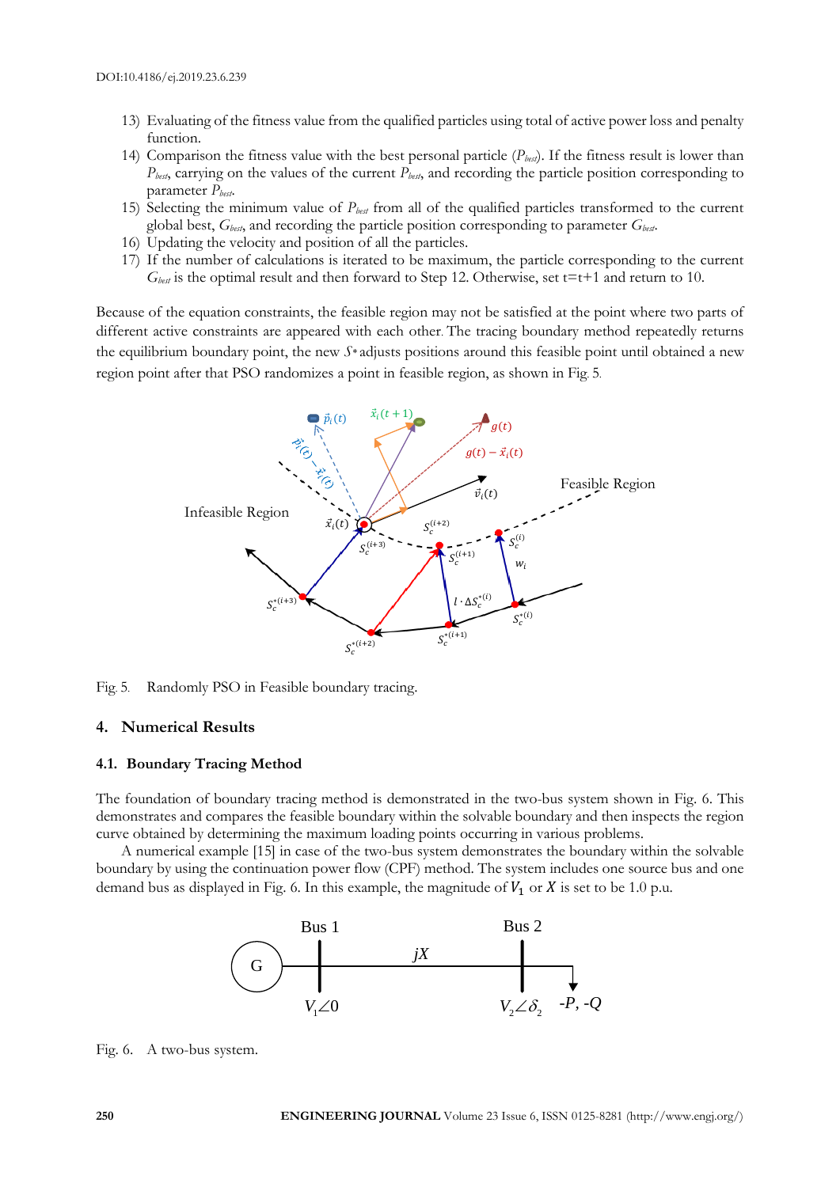13) Evaluating of the fitness value from the qualified particles using total of active power loss and penalty function.
14) Comparison the fitness value with the best personal particle ($P_{best}$). If the fitness result is lower than $P_{best}$, carrying on the values of the current $P_{best}$, and recording the particle position corresponding to parameter $P_{best}$.
15) Selecting the minimum value of $P_{best}$ from all of the qualified particles transformed to the current global best, $G_{best}$, and recording the particle position corresponding to parameter $G_{best}$.
16) Updating the velocity and position of all the particles.
17) If the number of calculations is iterated to be maximum, the particle corresponding to the current $G_{best}$ is the optimal result and then forward to Step 12. Otherwise, set t=t+1 and return to 10.

Because of the equation constraints, the feasible region may not be satisfied at the point where two parts of different active constraints are appeared with each other. The tracing boundary method repeatedly returns the equilibrium boundary point, the new $S^*$ adjusts positions around this feasible point until obtained a new region point after that PSO randomizes a point in feasible region, as shown in Fig. 5.

Fig. 5. Randomly PSO in Feasible boundary tracing.

## 4. Numerical Results

### 4.1. Boundary Tracing Method

The foundation of boundary tracing method is demonstrated in the two-bus system shown in Fig. 6. This demonstrates and compares the feasible boundary within the solvable boundary and then inspects the region curve obtained by determining the maximum loading points occurring in various problems.

A numerical example [15] in case of the two-bus system demonstrates the boundary within the solvable boundary by using the continuation power flow (CPF) method. The system includes one source bus and one demand bus as displayed in Fig. 6. In this example, the magnitude of $V_1$ or $X$ is set to be 1.0 p.u.

Fig. 6. A two-bus system.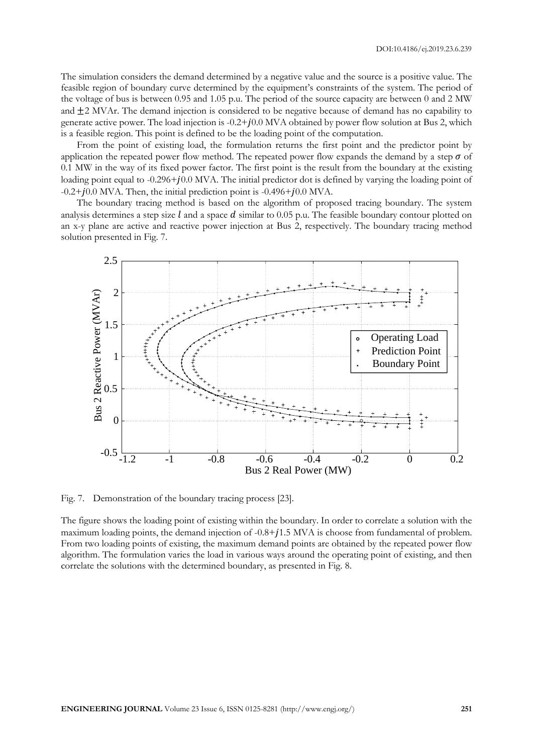The simulation considers the demand determined by a negative value and the source is a positive value. The feasible region of boundary curve determined by the equipment's constraints of the system. The period of the voltage of bus is between 0.95 and 1.05 p.u. The period of the source capacity are between 0 and 2 MW and $\pm 2$ MVAr. The demand injection is considered to be negative because of demand has no capability to generate active power. The load injection is -0.2+$j$0.0 MVA obtained by power flow solution at Bus 2, which is a feasible region. This point is defined to be the loading point of the computation.

From the point of existing load, the formulation returns the first point and the predictor point by application the repeated power flow method. The repeated power flow expands the demand by a step $\sigma$ of 0.1 MW in the way of its fixed power factor. The first point is the result from the boundary at the existing loading point equal to -0.296+$j$0.0 MVA. The initial predictor dot is defined by varying the loading point of -0.2+$j$0.0 MVA. Then, the initial prediction point is -0.496+$j$0.0 MVA.

The boundary tracing method is based on the algorithm of proposed tracing boundary. The system analysis determines a step size $l$ and a space $d$ similar to 0.05 p.u. The feasible boundary contour plotted on an x-y plane are active and reactive power injection at Bus 2, respectively. The boundary tracing method solution presented in Fig. 7.

Fig. 7. Demonstration of the boundary tracing process [23].

The figure shows the loading point of existing within the boundary. In order to correlate a solution with the maximum loading points, the demand injection of -0.8+$j$1.5 MVA is choose from fundamental of problem. From two loading points of existing, the maximum demand points are obtained by the repeated power flow algorithm. The formulation varies the load in various ways around the operating point of existing, and then correlate the solutions with the determined boundary, as presented in Fig. 8.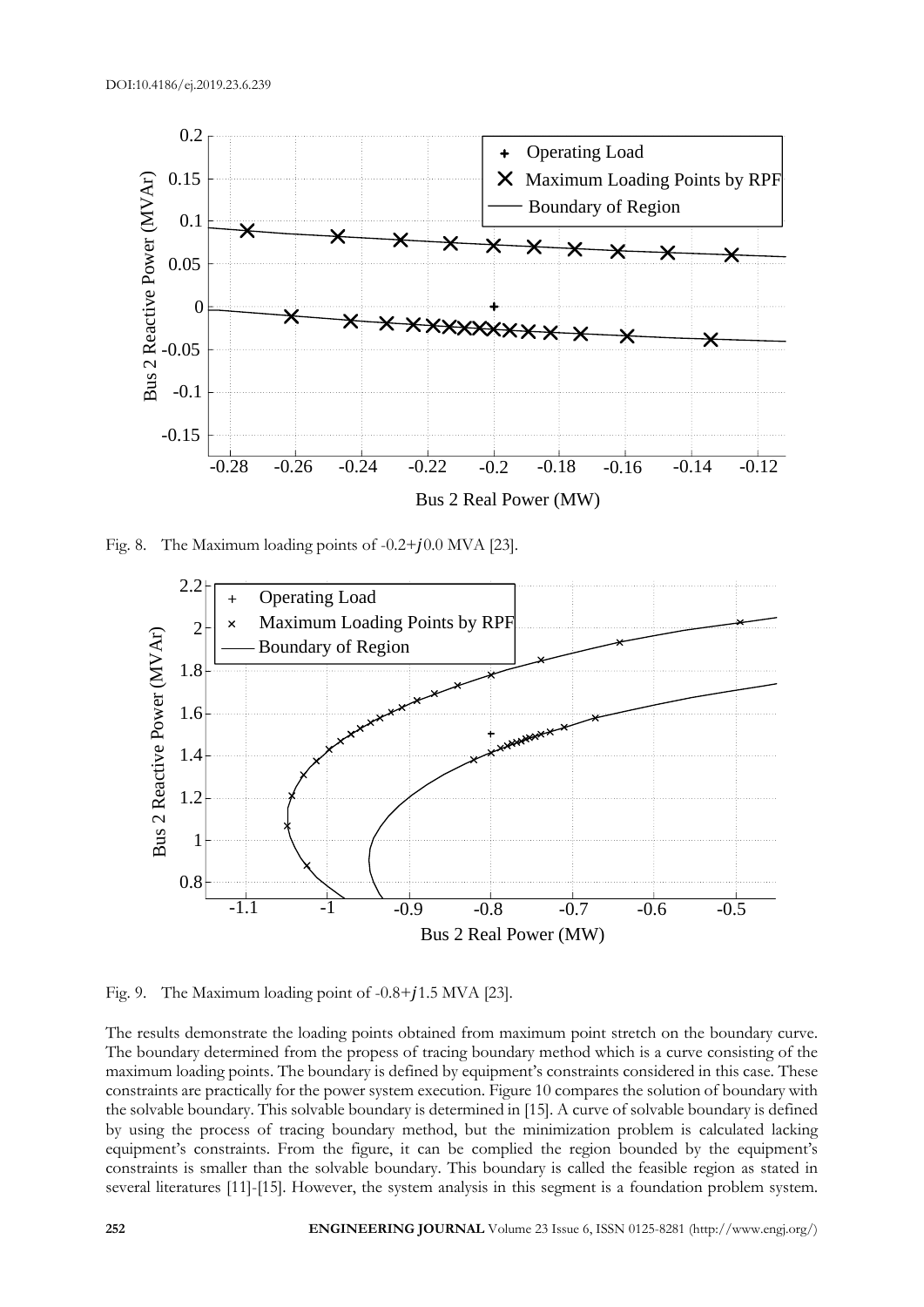Fig. 8. The Maximum loading points of -0.2+$j$0.0 MVA [23].

Fig. 9. The Maximum loading point of -0.8+$j$1.5 MVA [23].

The results demonstrate the loading points obtained from maximum point stretch on the boundary curve. The boundary determined from the propess of tracing boundary method which is a curve consisting of the maximum loading points. The boundary is defined by equipment's constraints considered in this case. These constraints are practically for the power system execution. Figure 10 compares the solution of boundary with the solvable boundary. This solvable boundary is determined in [15]. A curve of solvable boundary is defined by using the process of tracing boundary method, but the minimization problem is calculated lacking equipment's constraints. From the figure, it can be complied the region bounded by the equipment's constraints is smaller than the solvable boundary. This boundary is called the feasible region as stated in several literatures [11]-[15]. However, the system analysis in this segment is a foundation problem system.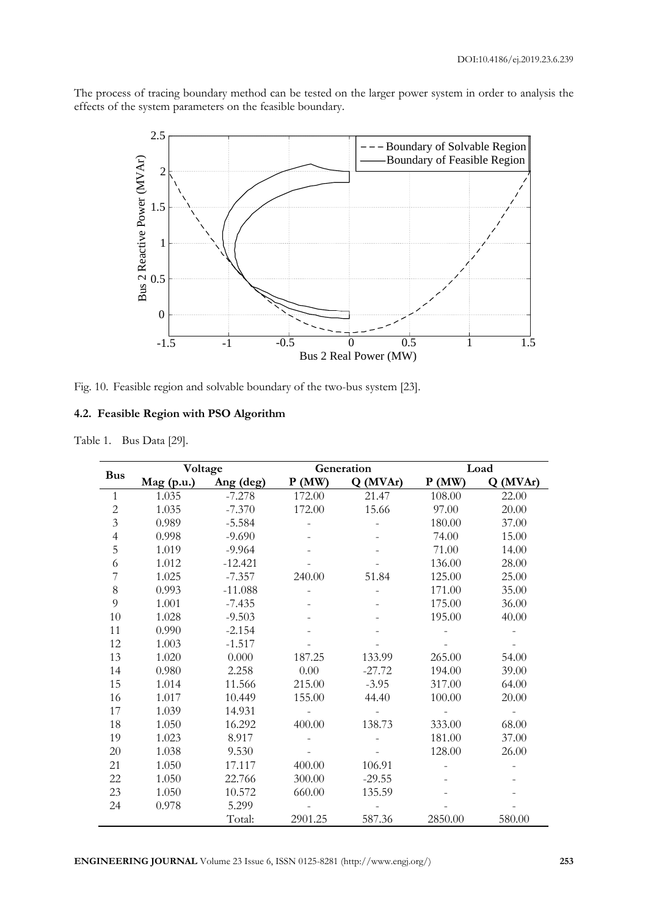The process of tracing boundary method can be tested on the larger power system in order to analysis the effects of the system parameters on the feasible boundary.

Fig. 10. Feasible region and solvable boundary of the two-bus system [23].

### 4.2. Feasible Region with PSO Algorithm

Table 1. Bus Data [29].

| Bus | Voltage | | Generation | | Load | |
|---|---|---|---|---|---|---|
| | Mag (p.u.) | Ang (deg) | P (MW) | Q (MVAr) | P (MW) | Q (MVAr) |
| 1 | 1.035 | -7.278 | 172.00 | 21.47 | 108.00 | 22.00 |
| 2 | 1.035 | -7.370 | 172.00 | 15.66 | 97.00 | 20.00 |
| 3 | 0.989 | -5.584 | - | - | 180.00 | 37.00 |
| 4 | 0.998 | -9.690 | - | - | 74.00 | 15.00 |
| 5 | 1.019 | -9.964 | - | - | 71.00 | 14.00 |
| 6 | 1.012 | -12.421 | - | - | 136.00 | 28.00 |
| 7 | 1.025 | -7.357 | 240.00 | 51.84 | 125.00 | 25.00 |
| 8 | 0.993 | -11.088 | - | - | 171.00 | 35.00 |
| 9 | 1.001 | -7.435 | - | - | 175.00 | 36.00 |
| 10 | 1.028 | -9.503 | - | - | 195.00 | 40.00 |
| 11 | 0.990 | -2.154 | - | - | - | - |
| 12 | 1.003 | -1.517 | - | - | - | - |
| 13 | 1.020 | 0.000 | 187.25 | 133.99 | 265.00 | 54.00 |
| 14 | 0.980 | 2.258 | 0.00 | -27.72 | 194.00 | 39.00 |
| 15 | 1.014 | 11.566 | 215.00 | -3.95 | 317.00 | 64.00 |
| 16 | 1.017 | 10.449 | 155.00 | 44.40 | 100.00 | 20.00 |
| 17 | 1.039 | 14.931 | - | - | - | - |
| 18 | 1.050 | 16.292 | 400.00 | 138.73 | 333.00 | 68.00 |
| 19 | 1.023 | 8.917 | - | - | 181.00 | 37.00 |
| 20 | 1.038 | 9.530 | - | - | 128.00 | 26.00 |
| 21 | 1.050 | 17.117 | 400.00 | 106.91 | - | - |
| 22 | 1.050 | 22.766 | 300.00 | -29.55 | - | - |
| 23 | 1.050 | 10.572 | 660.00 | 135.59 | - | - |
| 24 | 0.978 | 5.299 | - | - | - | - |
| | | Total: | 2901.25 | 587.36 | 2850.00 | 580.00 |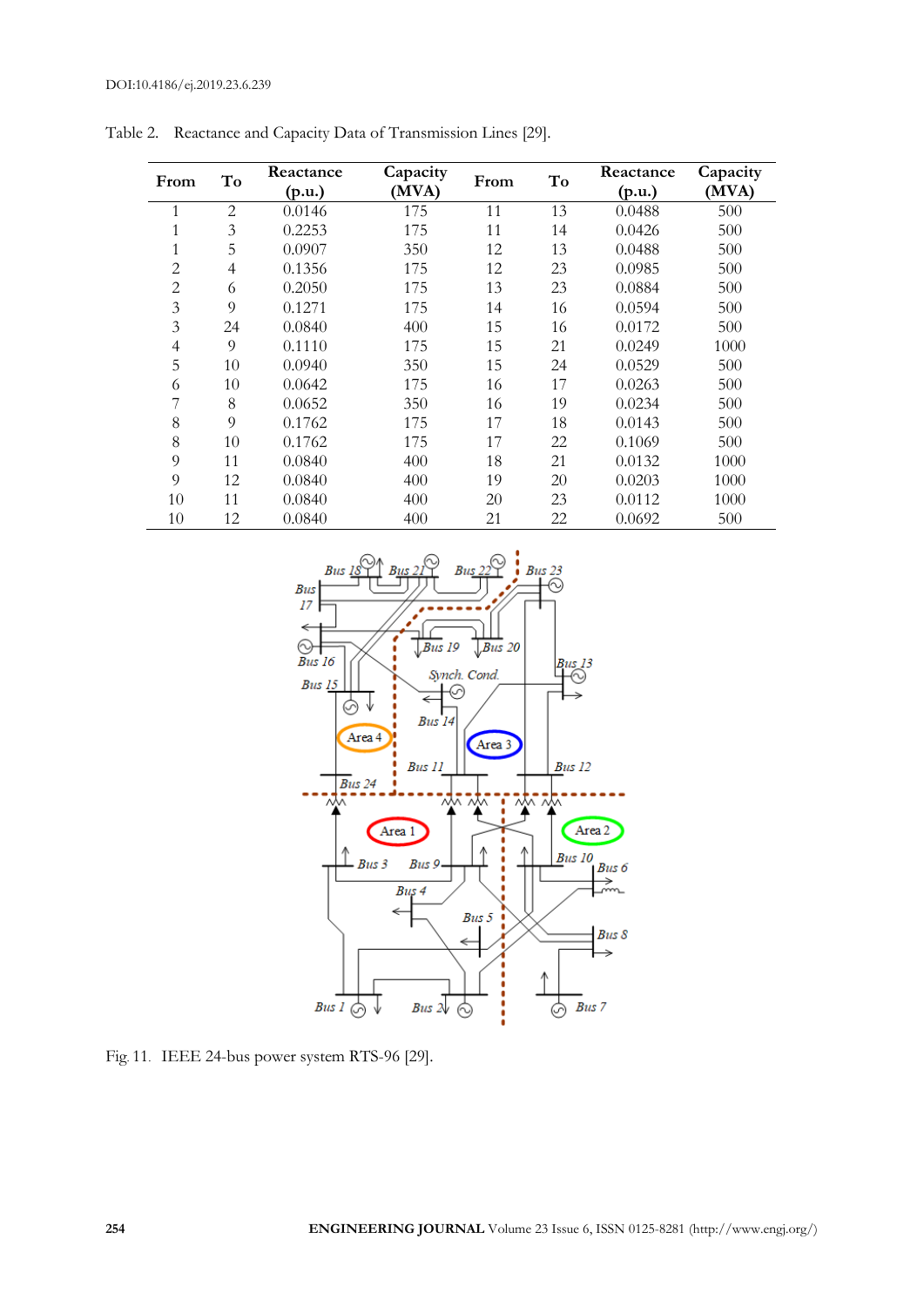Table 2. Reactance and Capacity Data of Transmission Lines [29].

| From | To | Reactance (p.u.) | Capacity (MVA) | From | To | Reactance (p.u.) | Capacity (MVA) |
|---|---|---|---|---|---|---|---|
| 1 | 2 | 0.0146 | 175 | 11 | 13 | 0.0488 | 500 |
| 1 | 3 | 0.2253 | 175 | 11 | 14 | 0.0426 | 500 |
| 1 | 5 | 0.0907 | 350 | 12 | 13 | 0.0488 | 500 |
| 2 | 4 | 0.1356 | 175 | 12 | 23 | 0.0985 | 500 |
| 2 | 6 | 0.2050 | 175 | 13 | 23 | 0.0884 | 500 |
| 3 | 9 | 0.1271 | 175 | 14 | 16 | 0.0594 | 500 |
| 3 | 24 | 0.0840 | 400 | 15 | 16 | 0.0172 | 500 |
| 4 | 9 | 0.1110 | 175 | 15 | 21 | 0.0249 | 1000 |
| 5 | 10 | 0.0940 | 350 | 15 | 24 | 0.0529 | 500 |
| 6 | 10 | 0.0642 | 175 | 16 | 17 | 0.0263 | 500 |
| 7 | 8 | 0.0652 | 350 | 16 | 19 | 0.0234 | 500 |
| 8 | 9 | 0.1762 | 175 | 17 | 18 | 0.0143 | 500 |
| 8 | 10 | 0.1762 | 175 | 17 | 22 | 0.1069 | 500 |
| 9 | 11 | 0.0840 | 400 | 18 | 21 | 0.0132 | 1000 |
| 9 | 12 | 0.0840 | 400 | 19 | 20 | 0.0203 | 1000 |
| 10 | 11 | 0.0840 | 400 | 20 | 23 | 0.0112 | 1000 |
| 10 | 12 | 0.0840 | 400 | 21 | 22 | 0.0692 | 500 |

Fig. 11. IEEE 24-bus power system RTS-96 [29].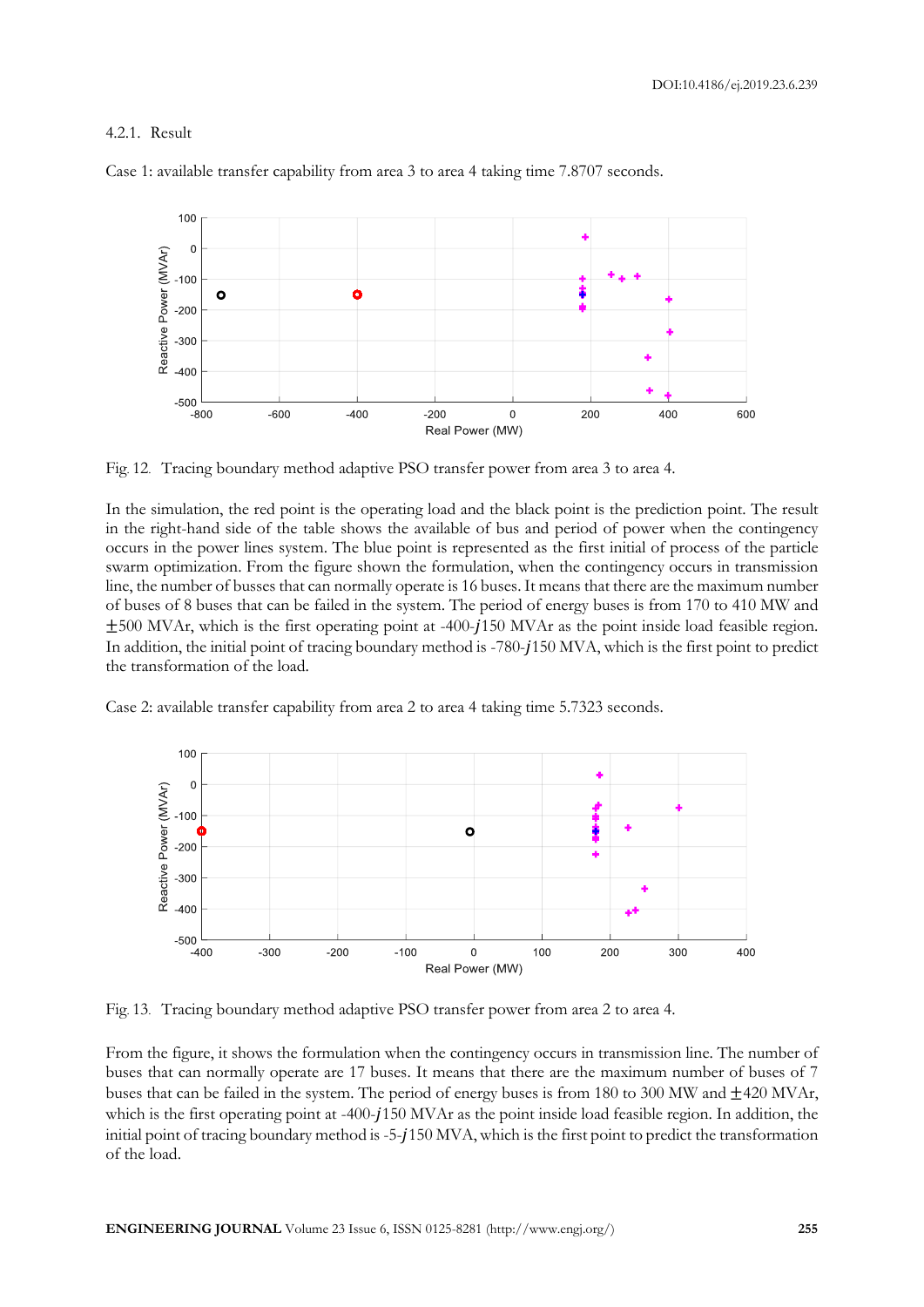4.2.1. Result

Case 1: available transfer capability from area 3 to area 4 taking time 7.8707 seconds.

Fig. 12. Tracing boundary method adaptive PSO transfer power from area 3 to area 4.

In the simulation, the red point is the operating load and the black point is the prediction point. The result in the right-hand side of the table shows the available of bus and period of power when the contingency occurs in the power lines system. The blue point is represented as the first initial of process of the particle swarm optimization. From the figure shown the formulation, when the contingency occurs in transmission line, the number of busses that can normally operate is 16 buses. It means that there are the maximum number of buses of 8 buses that can be failed in the system. The period of energy buses is from 170 to 410 MW and $\pm$500 MVAr, which is the first operating point at -400-$j$150 MVAr as the point inside load feasible region. In addition, the initial point of tracing boundary method is -780-$j$150 MVA, which is the first point to predict the transformation of the load.

Case 2: available transfer capability from area 2 to area 4 taking time 5.7323 seconds.

Fig. 13. Tracing boundary method adaptive PSO transfer power from area 2 to area 4.

From the figure, it shows the formulation when the contingency occurs in transmission line. The number of buses that can normally operate are 17 buses. It means that there are the maximum number of buses of 7 buses that can be failed in the system. The period of energy buses is from 180 to 300 MW and $\pm$420 MVAr, which is the first operating point at -400-$j$150 MVAr as the point inside load feasible region. In addition, the initial point of tracing boundary method is -5-$j$150 MVA, which is the first point to predict the transformation of the load.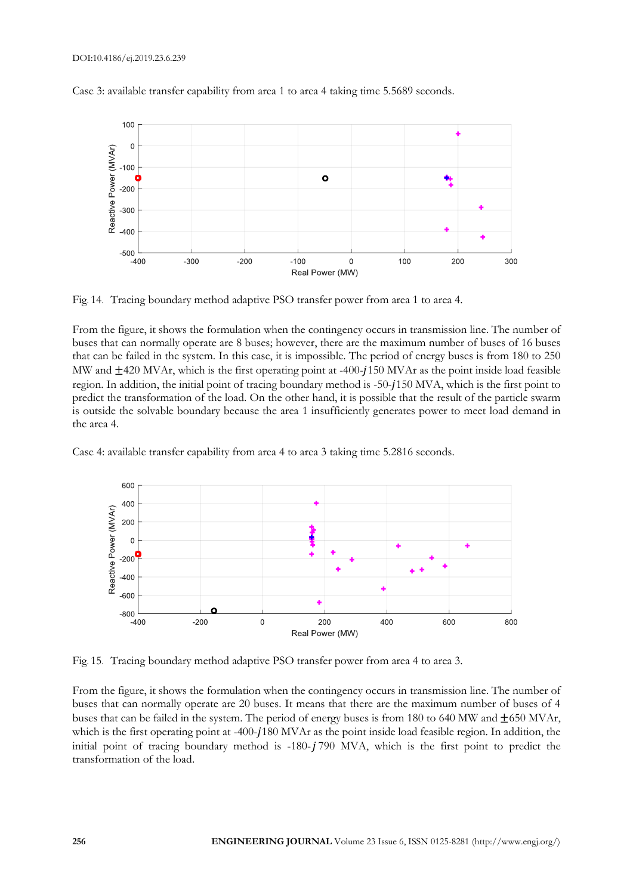Case 3: available transfer capability from area 1 to area 4 taking time 5.5689 seconds.

Fig. 14. Tracing boundary method adaptive PSO transfer power from area 1 to area 4.

From the figure, it shows the formulation when the contingency occurs in transmission line. The number of buses that can normally operate are 8 buses; however, there are the maximum number of buses of 16 buses that can be failed in the system. In this case, it is impossible. The period of energy buses is from 180 to 250 MW and $\pm$420 MVAr, which is the first operating point at -400-$j$150 MVAr as the point inside load feasible region. In addition, the initial point of tracing boundary method is -50-$j$150 MVA, which is the first point to predict the transformation of the load. On the other hand, it is possible that the result of the particle swarm is outside the solvable boundary because the area 1 insufficiently generates power to meet load demand in the area 4.

Case 4: available transfer capability from area 4 to area 3 taking time 5.2816 seconds.

Fig. 15. Tracing boundary method adaptive PSO transfer power from area 4 to area 3.

From the figure, it shows the formulation when the contingency occurs in transmission line. The number of buses that can normally operate are 20 buses. It means that there are the maximum number of buses of 4 buses that can be failed in the system. The period of energy buses is from 180 to 640 MW and $\pm$650 MVAr, which is the first operating point at -400-$j$180 MVAr as the point inside load feasible region. In addition, the initial point of tracing boundary method is -180-$j$790 MVA, which is the first point to predict the transformation of the load.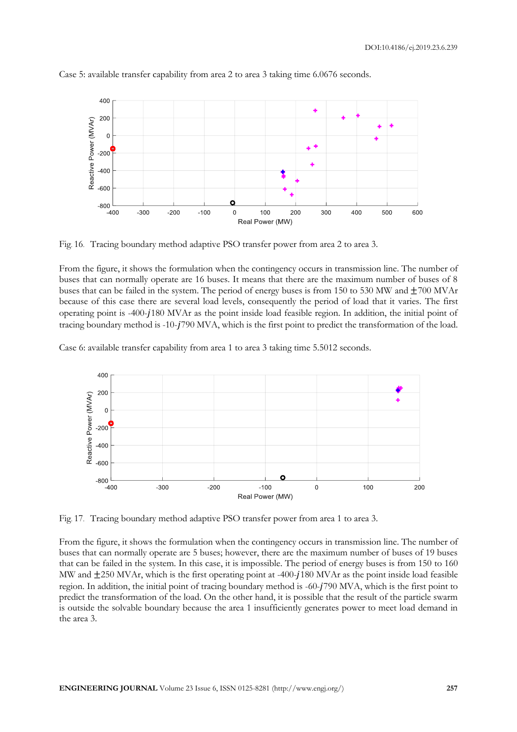Case 5: available transfer capability from area 2 to area 3 taking time 6.0676 seconds.

Fig. 16. Tracing boundary method adaptive PSO transfer power from area 2 to area 3.

From the figure, it shows the formulation when the contingency occurs in transmission line. The number of buses that can normally operate are 16 buses. It means that there are the maximum number of buses of 8 buses that can be failed in the system. The period of energy buses is from 150 to 530 MW and ±700 MVAr because of this case there are several load levels, consequently the period of load that it varies. The first operating point is -400-$j$180 MVAr as the point inside load feasible region. In addition, the initial point of tracing boundary method is -10-$j$790 MVA, which is the first point to predict the transformation of the load.

Case 6: available transfer capability from area 1 to area 3 taking time 5.5012 seconds.

Fig. 17. Tracing boundary method adaptive PSO transfer power from area 1 to area 3.

From the figure, it shows the formulation when the contingency occurs in transmission line. The number of buses that can normally operate are 5 buses; however, there are the maximum number of buses of 19 buses that can be failed in the system. In this case, it is impossible. The period of energy buses is from 150 to 160 MW and ±250 MVAr, which is the first operating point at -400-$j$180 MVAr as the point inside load feasible region. In addition, the initial point of tracing boundary method is -60-$j$790 MVA, which is the first point to predict the transformation of the load. On the other hand, it is possible that the result of the particle swarm is outside the solvable boundary because the area 1 insufficiently generates power to meet load demand in the area 3.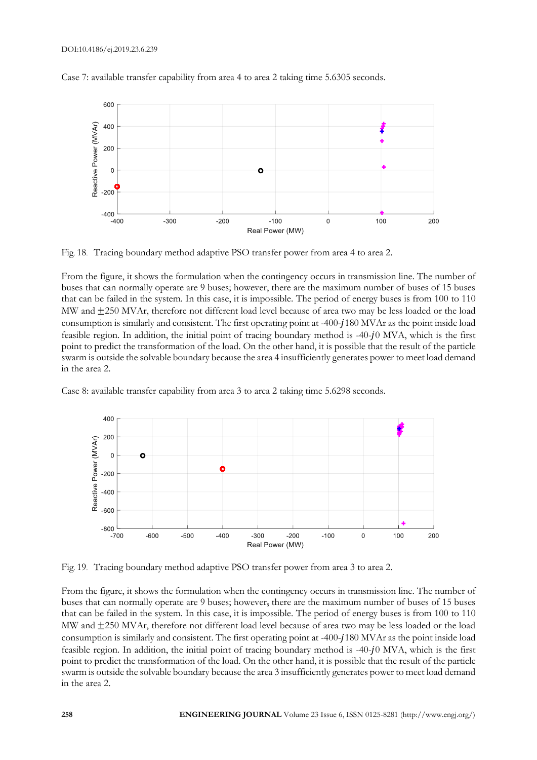Case 7: available transfer capability from area 4 to area 2 taking time 5.6305 seconds.

Fig. 18. Tracing boundary method adaptive PSO transfer power from area 4 to area 2.

From the figure, it shows the formulation when the contingency occurs in transmission line. The number of buses that can normally operate are 9 buses; however, there are the maximum number of buses of 15 buses that can be failed in the system. In this case, it is impossible. The period of energy buses is from 100 to 110 MW and ±250 MVAr, therefore not different load level because of area two may be less loaded or the load consumption is similarly and consistent. The first operating point at -400-$j$180 MVAr as the point inside load feasible region. In addition, the initial point of tracing boundary method is -40-$j$0 MVA, which is the first point to predict the transformation of the load. On the other hand, it is possible that the result of the particle swarm is outside the solvable boundary because the area 4 insufficiently generates power to meet load demand in the area 2.

Case 8: available transfer capability from area 3 to area 2 taking time 5.6298 seconds.

Fig. 19. Tracing boundary method adaptive PSO transfer power from area 3 to area 2.

From the figure, it shows the formulation when the contingency occurs in transmission line. The number of buses that can normally operate are 9 buses; however, there are the maximum number of buses of 15 buses that can be failed in the system. In this case, it is impossible. The period of energy buses is from 100 to 110 MW and ±250 MVAr, therefore not different load level because of area two may be less loaded or the load consumption is similarly and consistent. The first operating point at -400-$j$180 MVAr as the point inside load feasible region. In addition, the initial point of tracing boundary method is -40-$j$0 MVA, which is the first point to predict the transformation of the load. On the other hand, it is possible that the result of the particle swarm is outside the solvable boundary because the area 3 insufficiently generates power to meet load demand in the area 2.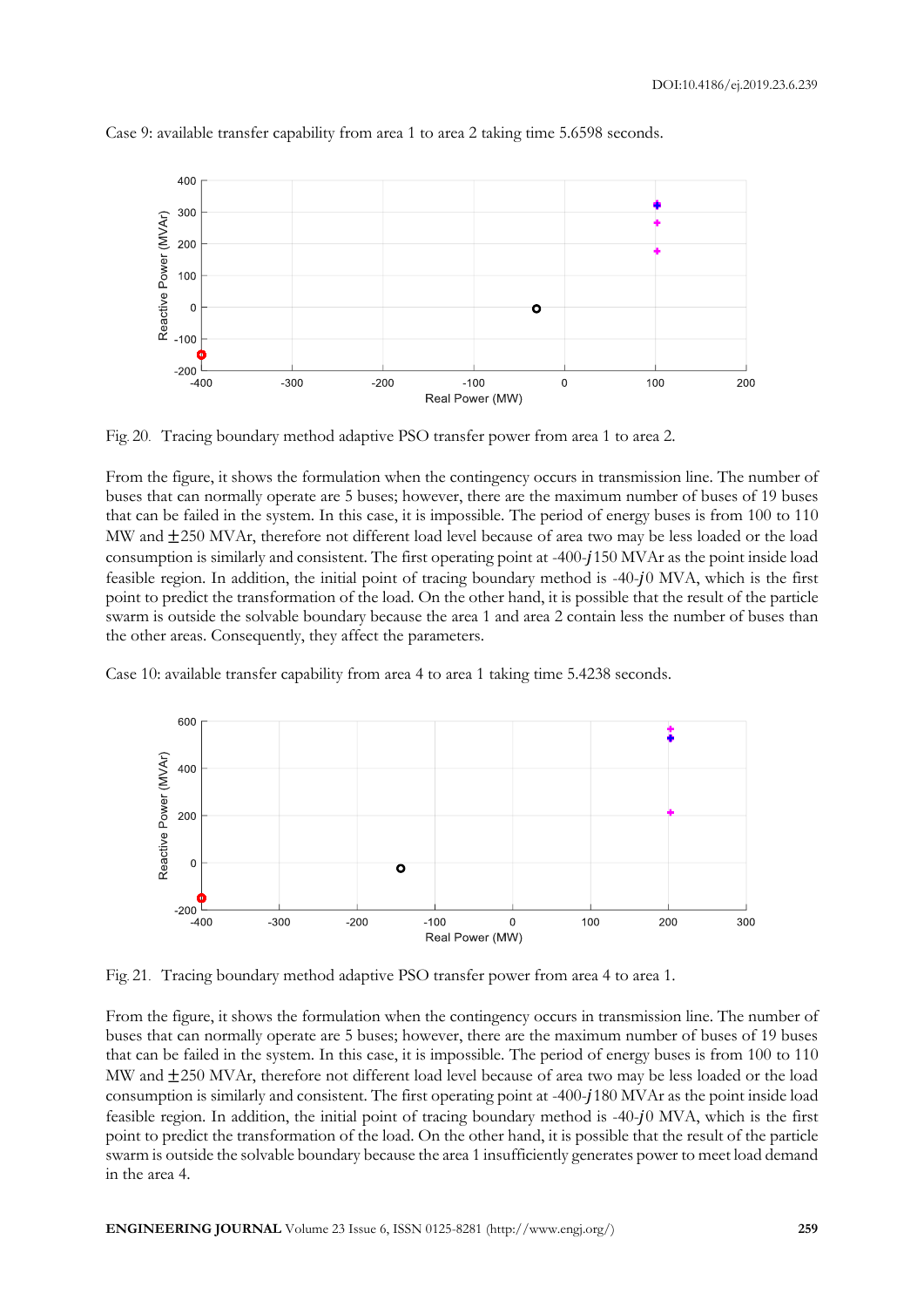Case 9: available transfer capability from area 1 to area 2 taking time 5.6598 seconds.

Fig. 20. Tracing boundary method adaptive PSO transfer power from area 1 to area 2.

From the figure, it shows the formulation when the contingency occurs in transmission line. The number of buses that can normally operate are 5 buses; however, there are the maximum number of buses of 19 buses that can be failed in the system. In this case, it is impossible. The period of energy buses is from 100 to 110 MW and ±250 MVAr, therefore not different load level because of area two may be less loaded or the load consumption is similarly and consistent. The first operating point at -400-$j$150 MVAr as the point inside load feasible region. In addition, the initial point of tracing boundary method is -40-$j$0 MVA, which is the first point to predict the transformation of the load. On the other hand, it is possible that the result of the particle swarm is outside the solvable boundary because the area 1 and area 2 contain less the number of buses than the other areas. Consequently, they affect the parameters.

Case 10: available transfer capability from area 4 to area 1 taking time 5.4238 seconds.

Fig. 21. Tracing boundary method adaptive PSO transfer power from area 4 to area 1.

From the figure, it shows the formulation when the contingency occurs in transmission line. The number of buses that can normally operate are 5 buses; however, there are the maximum number of buses of 19 buses that can be failed in the system. In this case, it is impossible. The period of energy buses is from 100 to 110 MW and ±250 MVAr, therefore not different load level because of area two may be less loaded or the load consumption is similarly and consistent. The first operating point at -400-$j$180 MVAr as the point inside load feasible region. In addition, the initial point of tracing boundary method is -40-$j$0 MVA, which is the first point to predict the transformation of the load. On the other hand, it is possible that the result of the particle swarm is outside the solvable boundary because the area 1 insufficiently generates power to meet load demand in the area 4.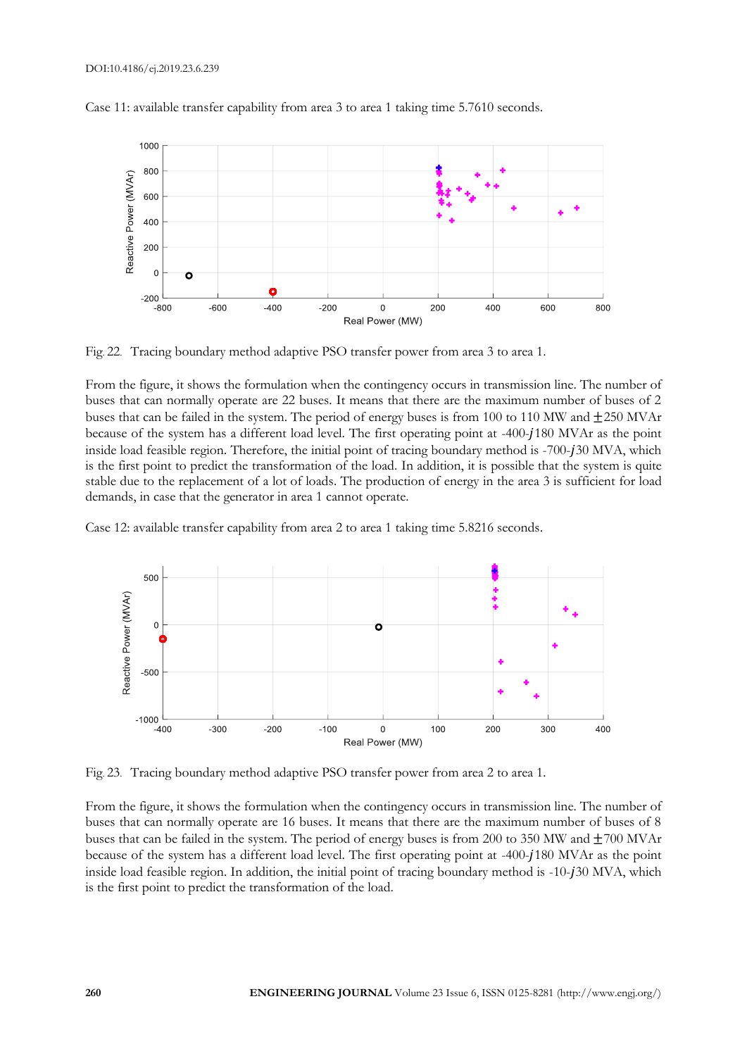Case 11: available transfer capability from area 3 to area 1 taking time 5.7610 seconds.

Fig. 22. Tracing boundary method adaptive PSO transfer power from area 3 to area 1.

From the figure, it shows the formulation when the contingency occurs in transmission line. The number of buses that can normally operate are 22 buses. It means that there are the maximum number of buses of 2 buses that can be failed in the system. The period of energy buses is from 100 to 110 MW and $\pm$250 MVAr because of the system has a different load level. The first operating point at -400-$j$180 MVAr as the point inside load feasible region. Therefore, the initial point of tracing boundary method is -700-$j$30 MVA, which is the first point to predict the transformation of the load. In addition, it is possible that the system is quite stable due to the replacement of a lot of loads. The production of energy in the area 3 is sufficient for load demands, in case that the generator in area 1 cannot operate.

Case 12: available transfer capability from area 2 to area 1 taking time 5.8216 seconds.

Fig. 23. Tracing boundary method adaptive PSO transfer power from area 2 to area 1.

From the figure, it shows the formulation when the contingency occurs in transmission line. The number of buses that can normally operate are 16 buses. It means that there are the maximum number of buses of 8 buses that can be failed in the system. The period of energy buses is from 200 to 350 MW and $\pm$700 MVAr because of the system has a different load level. The first operating point at -400-$j$180 MVAr as the point inside load feasible region. In addition, the initial point of tracing boundary method is -10-$j$30 MVA, which is the first point to predict the transformation of the load.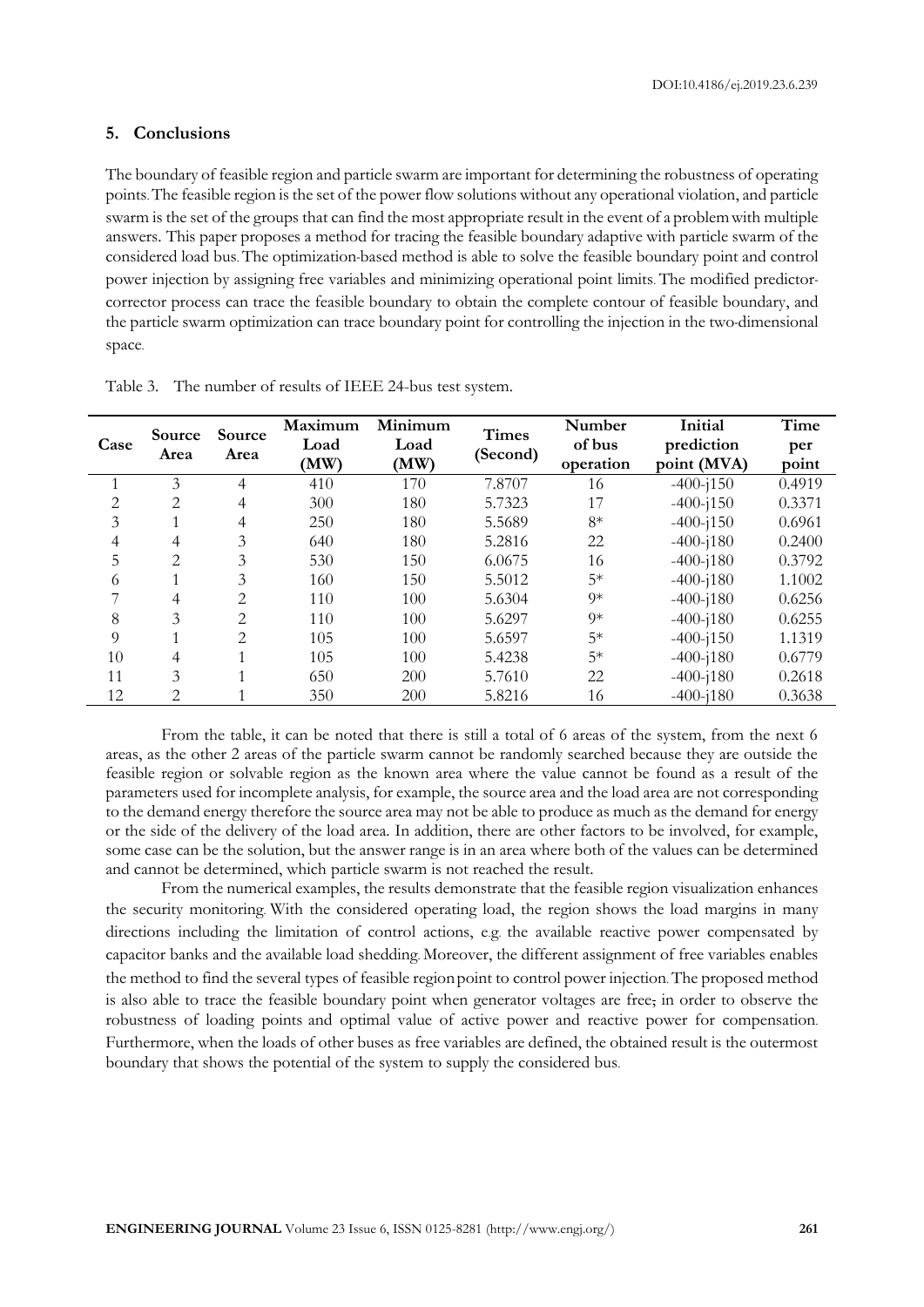## 5. Conclusions

The boundary of feasible region and particle swarm are important for determining the robustness of operating points. The feasible region is the set of the power flow solutions without any operational violation, and particle swarm is the set of the groups that can find the most appropriate result in the event of a problem with multiple answers. This paper proposes a method for tracing the feasible boundary adaptive with particle swarm of the considered load bus. The optimization-based method is able to solve the feasible boundary point and control power injection by assigning free variables and minimizing operational point limits. The modified predictor-corrector process can trace the feasible boundary to obtain the complete contour of feasible boundary, and the particle swarm optimization can trace boundary point for controlling the injection in the two-dimensional space.

Table 3. The number of results of IEEE 24-bus test system.

| Case | Source Area | Source Area | Maximum Load (MW) | Minimum Load (MW) | Times (Second) | Number of bus operation | Initial prediction point (MVA) | Time per point |
|---|---|---|---|---|---|---|---|---|
| 1 | 3 | 4 | 410 | 170 | 7.8707 | 16 | -400-j150 | 0.4919 |
| 2 | 2 | 4 | 300 | 180 | 5.7323 | 17 | -400-j150 | 0.3371 |
| 3 | 1 | 4 | 250 | 180 | 5.5689 | 8* | -400-j150 | 0.6961 |
| 4 | 4 | 3 | 640 | 180 | 5.2816 | 22 | -400-j180 | 0.2400 |
| 5 | 2 | 3 | 530 | 150 | 6.0675 | 16 | -400-j180 | 0.3792 |
| 6 | 1 | 3 | 160 | 150 | 5.5012 | 5* | -400-j180 | 1.1002 |
| 7 | 4 | 2 | 110 | 100 | 5.6304 | 9* | -400-j180 | 0.6256 |
| 8 | 3 | 2 | 110 | 100 | 5.6297 | 9* | -400-j180 | 0.6255 |
| 9 | 1 | 2 | 105 | 100 | 5.6597 | 5* | -400-j150 | 1.1319 |
| 10 | 4 | 1 | 105 | 100 | 5.4238 | 5* | -400-j180 | 0.6779 |
| 11 | 3 | 1 | 650 | 200 | 5.7610 | 22 | -400-j180 | 0.2618 |
| 12 | 2 | 1 | 350 | 200 | 5.8216 | 16 | -400-j180 | 0.3638 |

From the table, it can be noted that there is still a total of 6 areas of the system, from the next 6 areas, as the other 2 areas of the particle swarm cannot be randomly searched because they are outside the feasible region or solvable region as the known area where the value cannot be found as a result of the parameters used for incomplete analysis, for example, the source area and the load area are not corresponding to the demand energy therefore the source area may not be able to produce as much as the demand for energy or the side of the delivery of the load area. In addition, there are other factors to be involved, for example, some case can be the solution, but the answer range is in an area where both of the values can be determined and cannot be determined, which particle swarm is not reached the result.

From the numerical examples, the results demonstrate that the feasible region visualization enhances the security monitoring. With the considered operating load, the region shows the load margins in many directions including the limitation of control actions, e.g. the available reactive power compensated by capacitor banks and the available load shedding. Moreover, the different assignment of free variables enables the method to find the several types of feasible region point to control power injection. The proposed method is also able to trace the feasible boundary point when generator voltages are free, in order to observe the robustness of loading points and optimal value of active power and reactive power for compensation. Furthermore, when the loads of other buses as free variables are defined, the obtained result is the outermost boundary that shows the potential of the system to supply the considered bus.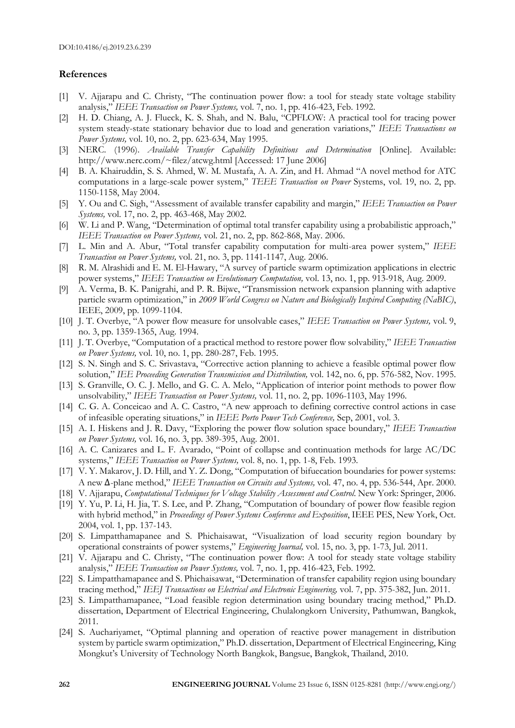## References

[1] V. Ajjarapu and C. Christy, "The continuation power flow: a tool for steady state voltage stability analysis," *IEEE Transaction on Power Systems,* vol. 7, no. 1, pp. 416-423, Feb. 1992.

[2] H. D. Chiang, A. J. Flueck, K. S. Shah, and N. Balu, "CPFLOW: A practical tool for tracing power system steady-state stationary behavior due to load and generation variations," *IEEE Transactions on Power Systems,* vol. 10, no. 2, pp. 623-634, May 1995.

[3] NERC. (1996). *Available Transfer Capability Definitions and Determination* [Online]. Available: http://www.nerc.com/~filez/atcwg.html [Accessed: 17 June 2006]

[4] B. A. Khairuddin, S. S. Ahmed, W. M. Mustafa, A. A. Zin, and H. Ahmad "A novel method for ATC computations in a large-scale power system," *TEEE Transaction on Power* Systems, vol. 19, no. 2, pp. 1150-1158, May 2004.

[5] Y. Ou and C. Sigh, "Assessment of available transfer capability and margin," *IEEE Transaction on Power Systems,* vol. 17, no. 2, pp. 463-468, May 2002.

[6] W. Li and P. Wang, "Determination of optimal total transfer capability using a probabilistic approach," *IEEE Transaction on Power Systems,* vol. 21, no. 2, pp. 862-868, May. 2006.

[7] L. Min and A. Abur, "Total transfer capability computation for multi-area power system," *IEEE Transaction on Power Systems,* vol. 21, no. 3, pp. 1141-1147, Aug. 2006.

[8] R. M. Alrashidi and E. M. El-Hawary, "A survey of particle swarm optimization applications in electric power systems," *IEEE Transaction on Evolutionary Computation,* vol. 13, no. 1, pp. 913-918, Aug. 2009.

[9] A. Verma, B. K. Panigrahi, and P. R. Bijwe, "Transmission network expansion planning with adaptive particle swarm optimization," in *2009 World Congress on Nature and Biologically Inspired Computing (NaBIC)*, IEEE, 2009, pp. 1099-1104.

[10] J. T. Overbye, "A power flow measure for unsolvable cases," *IEEE Transaction on Power Systems,* vol. 9, no. 3, pp. 1359-1365, Aug. 1994.

[11] J. T. Overbye, "Computation of a practical method to restore power flow solvability," *IEEE Transaction on Power Systems,* vol. 10, no. 1, pp. 280-287, Feb. 1995.

[12] S. N. Singh and S. C. Srivastava, "Corrective action planning to achieve a feasible optimal power flow solution," *IEE Proceeding Generation Transmission and Distribution,* vol. 142, no. 6, pp. 576-582, Nov. 1995.

[13] S. Granville, O. C. J. Mello, and G. C. A. Melo, "Application of interior point methods to power flow unsolvability," *IEEE Transaction on Power Systems,* vol. 11, no. 2, pp. 1096-1103, May 1996.

[14] C. G. A. Conceicao and A. C. Castro, "A new approach to defining corrective control actions in case of infeasible operating situations," in *IEEE Porto Power Tech Conference,* Sep, 2001, vol. 3.

[15] A. I. Hiskens and J. R. Davy, "Exploring the power flow solution space boundary," *IEEE Transaction on Power Systems,* vol. 16, no. 3, pp. 389-395, Aug. 2001.

[16] A. C. Canizares and L. F. Avarado, "Point of collapse and continuation methods for large AC/DC systems," *IEEE Transaction on Power Systems,* vol. 8, no. 1, pp. 1-8, Feb. 1993.

[17] V. Y. Makarov, J. D. Hill, and Y. Z. Dong, "Computation of bifuecation boundaries for power systems: A new Δ-plane method," *IEEE Transaction on Circuits and Systems,* vol. 47, no. 4, pp. 536-544, Apr. 2000.

[18] V. Ajjarapu, *Computational Techniques for Voltage Stability Assessment and Control*. New York: Springer, 2006.

[19] Y. Yu, P. Li, H. Jia, T. S. Lee, and P. Zhang, "Computation of boundary of power flow feasible region with hybrid method," in *Proceedings of Power Systems Conference and Exposition*, IEEE PES, New York, Oct. 2004, vol. 1, pp. 137-143.

[20] S. Limpatthamapanee and S. Phichaisawat, "Visualization of load security region boundary by operational constraints of power systems," *Engineering Journal,* vol. 15, no. 3, pp. 1-73, Jul. 2011.

[21] V. Ajjarapu and C. Christy, "The continuation power flow: A tool for steady state voltage stability analysis," *IEEE Transaction on Power Systems,* vol. 7, no. 1, pp. 416-423, Feb. 1992.

[22] S. Limpatthamapanee and S. Phichaisawat, "Determination of transfer capability region using boundary tracing method," *IEEJ Transactions on Electrical and Electronic Engineering,* vol. 7, pp. 375-382, Jun. 2011.

[23] S. Limpatthamapanee, "Load feasible region determination using boundary tracing method," Ph.D. dissertation, Department of Electrical Engineering, Chulalongkorn University, Pathumwan, Bangkok, 2011.

[24] S. Auchariyamet, "Optimal planning and operation of reactive power management in distribution system by particle swarm optimization," Ph.D. dissertation, Department of Electrical Engineering, King Mongkut's University of Technology North Bangkok, Bangsue, Bangkok, Thailand, 2010.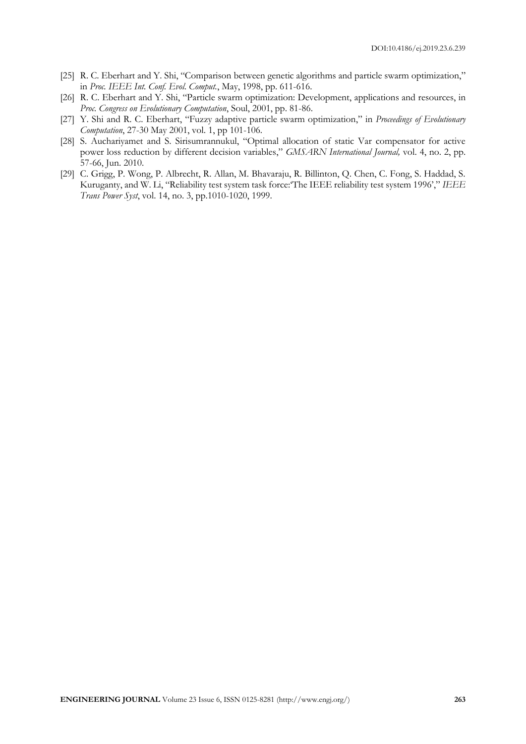[25] R. C. Eberhart and Y. Shi, "Comparison between genetic algorithms and particle swarm optimization," in *Proc. IEEE Int. Conf. Evol. Comput.*, May, 1998, pp. 611-616.

[26] R. C. Eberhart and Y. Shi, "Particle swarm optimization: Development, applications and resources, in *Proc. Congress on Evolutionary Computation*, Soul, 2001, pp. 81-86.

[27] Y. Shi and R. C. Eberhart, "Fuzzy adaptive particle swarm optimization," in *Proceedings of Evolutionary Computation*, 27-30 May 2001, vol. 1, pp 101-106.

[28] S. Auchariyamet and S. Sirisumrannukul, "Optimal allocation of static Var compensator for active power loss reduction by different decision variables," *GMSARN International Journal,* vol. 4, no. 2, pp. 57-66, Jun. 2010.

[29] C. Grigg, P. Wong, P. Albrecht, R. Allan, M. Bhavaraju, R. Billinton, Q. Chen, C. Fong, S. Haddad, S. Kuruganty, and W. Li, "Reliability test system task force:'The IEEE reliability test system 1996'," *IEEE Trans Power Syst*, vol. 14, no. 3, pp.1010-1020, 1999.